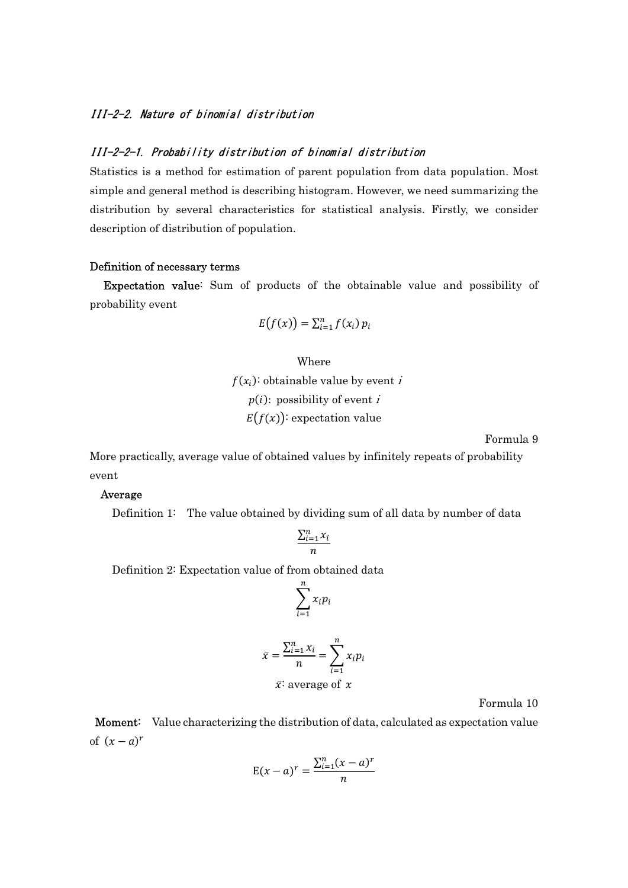### *III-2-2. Nature of binomial distribution*

#### *III-2-2-1. Probability distribution of binomial distribution*

Statistics is a method for estimation of parent population from data population. Most simple and general method is describing histogram. However, we need summarizing the distribution by several characteristics for statistical analysis. Firstly, we consider description of distribution of population.

**Definition of necessary terms**

**Expectation value**: Sum of products of the obtainable value and possibility of probability event

$$E\big(f(x)\big) = \sum_{i=1}^{n} f(x_i)\, p_i$$

Where

$f(x_i)$: obtainable value by event $i$

$p(i)$: possibility of event $i$

$E\big(f(x)\big)$: expectation value

Formula 9

More practically, average value of obtained values by infinitely repeats of probability event

**Average**

Definition 1: The value obtained by dividing sum of all data by number of data

$$\frac{\sum_{i=1}^{n} x_i}{n}$$

Definition 2: Expectation value of from obtained data

$$\sum_{i=1}^{n} x_i p_i$$

$$\bar{x} = \frac{\sum_{i=1}^{n} x_i}{n} = \sum_{i=1}^{n} x_i p_i$$

$\bar{x}$: average of $x$

Formula 10

**Moment**: Value characterizing the distribution of data, calculated as expectation value of $(x-a)^r$

$$\mathrm{E}(x-a)^r = \frac{\sum_{i=1}^{n} (x-a)^r}{n}$$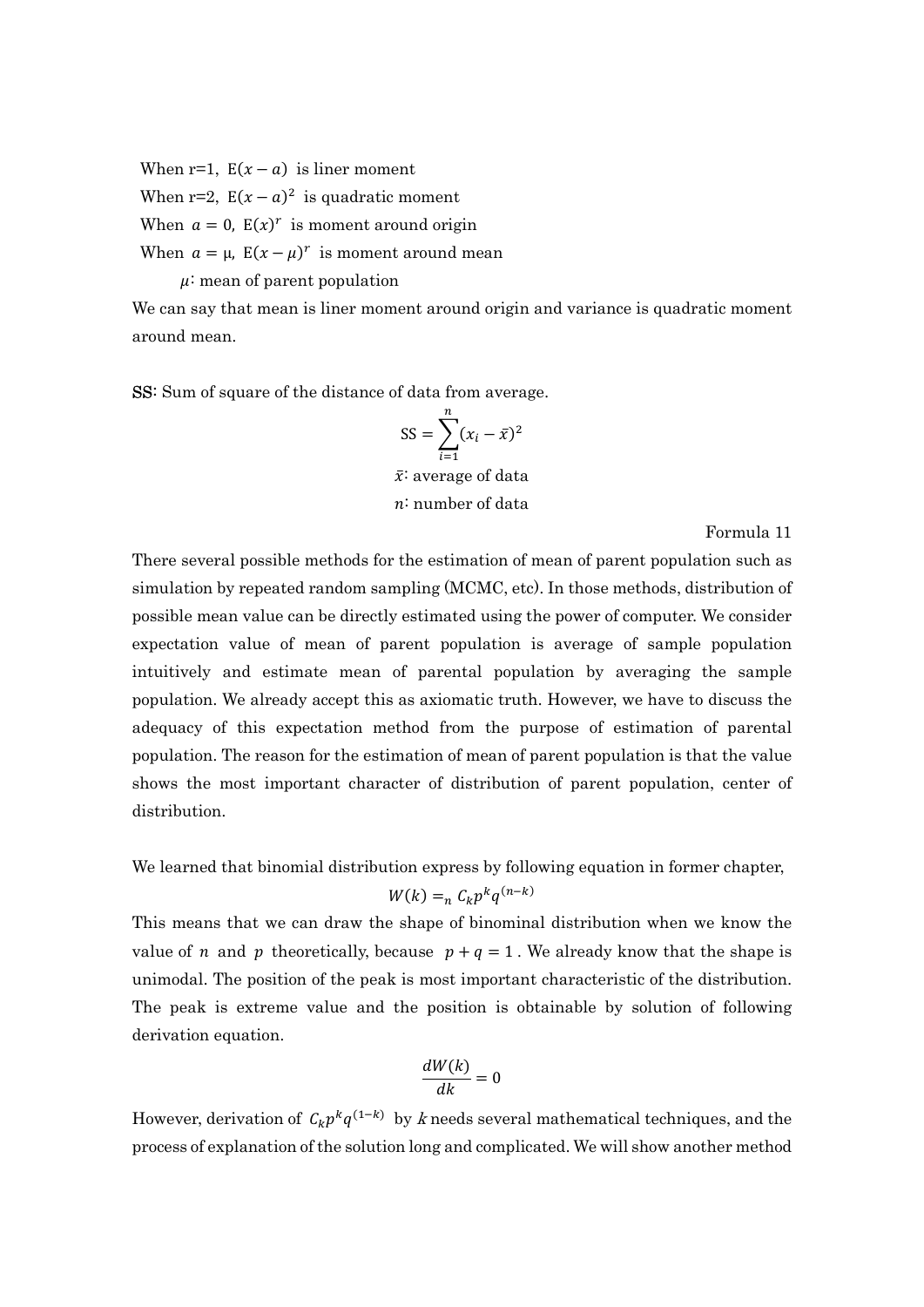When r=1, $\mathrm{E}(x-a)$ is liner moment

When r=2, $\mathrm{E}(x-a)^2$ is quadratic moment

When $a=0$, $\mathrm{E}(x)^r$ is moment around origin

When $a=\mu$, $\mathrm{E}(x-\mu)^r$ is moment around mean

$\mu$: mean of parent population

We can say that mean is liner moment around origin and variance is quadratic moment around mean.

**SS**: Sum of square of the distance of data from average.

$$\mathrm{SS} = \sum_{i=1}^{n}(x_i - \bar{x})^2$$

$\bar{x}$: average of data

$n$: number of data

Formula 11

There several possible methods for the estimation of mean of parent population such as simulation by repeated random sampling (MCMC, etc). In those methods, distribution of possible mean value can be directly estimated using the power of computer. We consider expectation value of mean of parent population is average of sample population intuitively and estimate mean of parental population by averaging the sample population. We already accept this as axiomatic truth. However, we have to discuss the adequacy of this expectation method from the purpose of estimation of parental population. The reason for the estimation of mean of parent population is that the value shows the most important character of distribution of parent population, center of distribution.

We learned that binomial distribution express by following equation in former chapter,

$$W(k) = {}_nC_k p^k q^{(n-k)}$$

This means that we can draw the shape of binominal distribution when we know the value of $n$ and $p$ theoretically, because $p+q=1$. We already know that the shape is unimodal. The position of the peak is most important characteristic of the distribution. The peak is extreme value and the position is obtainable by solution of following derivation equation.

$$\frac{dW(k)}{dk} = 0$$

However, derivation of $C_k p^k q^{(1-k)}$ by $k$ needs several mathematical techniques, and the process of explanation of the solution long and complicated. We will show another method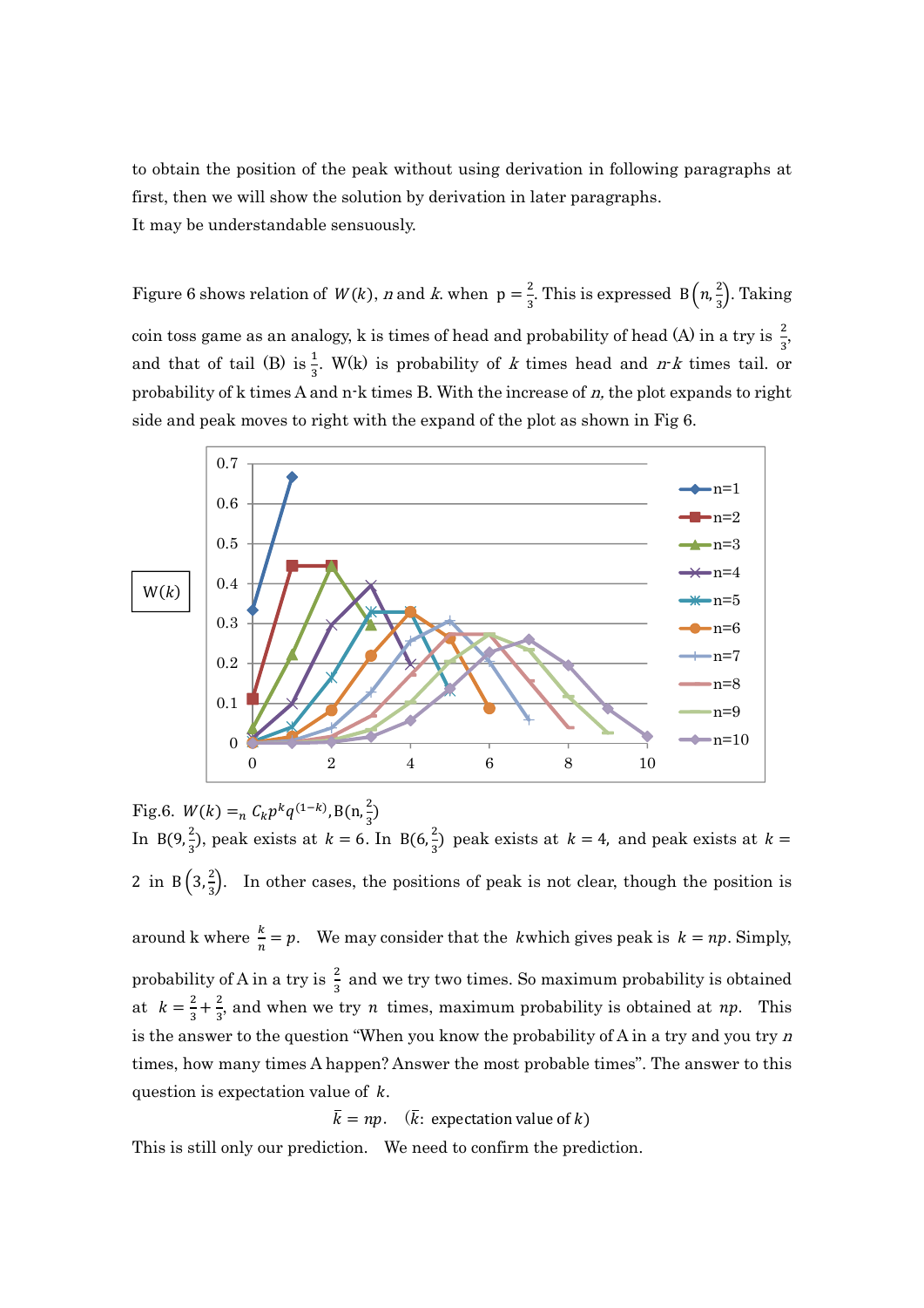to obtain the position of the peak without using derivation in following paragraphs at first, then we will show the solution by derivation in later paragraphs.
It may be understandable sensuously.

Figure 6 shows relation of $W(k)$, $n$ and $k$. when $p = \frac{2}{3}$. This is expressed $B\left(n, \frac{2}{3}\right)$. Taking coin toss game as an analogy, k is times of head and probability of head (A) in a try is $\frac{2}{3}$, and that of tail (B) is $\frac{1}{3}$. W(k) is probability of $k$ times head and $n$-$k$ times tail. or probability of k times A and n-k times B. With the increase of $n$, the plot expands to right side and peak moves to right with the expand of the plot as shown in Fig 6.

Fig.6. $W(k) = {}_nC_k p^k q^{(1-k)}, B(n, \frac{2}{3})$

In $B(9, \frac{2}{3})$, peak exists at $k = 6$. In $B(6, \frac{2}{3})$ peak exists at $k = 4$, and peak exists at $k = 2$ in $B\left(3, \frac{2}{3}\right)$. In other cases, the positions of peak is not clear, though the position is around k where $\frac{k}{n} = p$. We may consider that the $k$which gives peak is $k = np$. Simply, probability of A in a try is $\frac{2}{3}$ and we try two times. So maximum probability is obtained at $k = \frac{2}{3} + \frac{2}{3}$, and when we try $n$ times, maximum probability is obtained at $np$. This is the answer to the question "When you know the probability of A in a try and you try $n$ times, how many times A happen? Answer the most probable times". The answer to this question is expectation value of $k$.

$$\bar{k} = np. \quad (\bar{k}\text{: expectation value of } k)$$

This is still only our prediction. We need to confirm the prediction.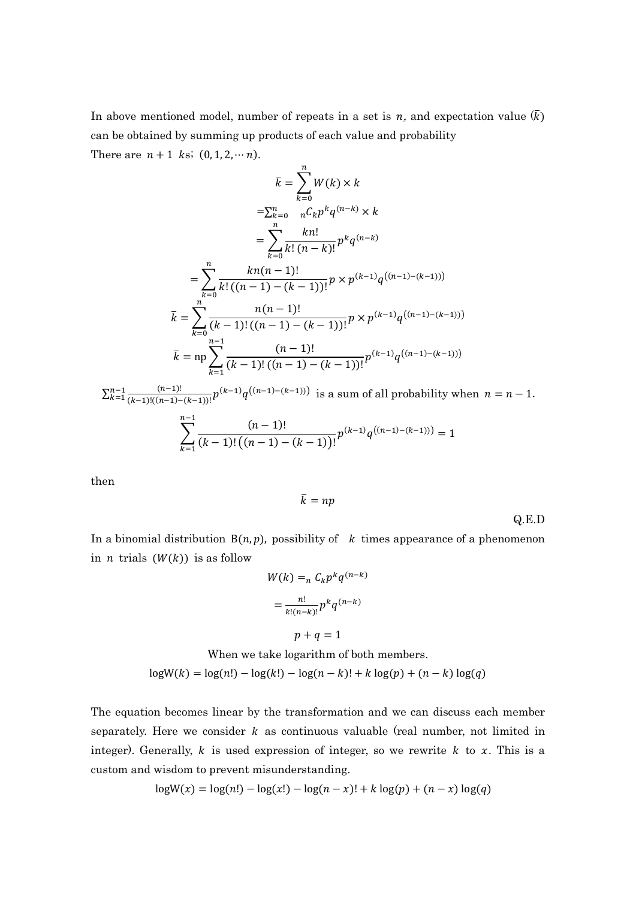In above mentioned model, number of repeats in a set is $n$, and expectation value ($\bar{k}$) can be obtained by summing up products of each value and probability

There are $n+1$ $k$s; $(0, 1, 2, \cdots n)$.

$$\bar{k} = \sum_{k=0}^{n} W(k) \times k$$

$$= \sum_{k=0}^{n} {}_nC_k p^k q^{(n-k)} \times k$$

$$= \sum_{k=0}^{n} \frac{kn!}{k!\,(n-k)!} p^k q^{(n-k)}$$

$$= \sum_{k=0}^{n} \frac{kn(n-1)!}{k!\,((n-1)-(k-1))!} p \times p^{(k-1)} q^{((n-1)-(k-1)))}$$

$$\bar{k} = \sum_{k=0}^{n} \frac{n(n-1)!}{(k-1)!\,((n-1)-(k-1))!} p \times p^{(k-1)} q^{((n-1)-(k-1)))}$$

$$\bar{k} = \mathrm{np} \sum_{k=1}^{n-1} \frac{(n-1)!}{(k-1)!\,((n-1)-(k-1))!} p^{(k-1)} q^{((n-1)-(k-1)))}$$

$\sum_{k=1}^{n-1} \frac{(n-1)!}{(k-1)!((n-1)-(k-1))!} p^{(k-1)} q^{((n-1)-(k-1)))}$ is a sum of all probability when $n = n-1$.

$$\sum_{k=1}^{n-1} \frac{(n-1)!}{(k-1)!\,\big((n-1)-(k-1)\big)!} p^{(k-1)} q^{((n-1)-(k-1)))} = 1$$

then

$$\bar{k} = np$$

Q.E.D

In a binomial distribution $\mathrm{B}(n, p)$, possibility of $k$ times appearance of a phenomenon in $n$ trials ($W(k)$) is as follow

$$W(k) = {}_n C_k p^k q^{(n-k)}$$

$$= \frac{n!}{k!(n-k)!} p^k q^{(n-k)}$$

$$p + q = 1$$

When we take logarithm of both members.

$$\log \mathrm{W}(k) = \log(n!) - \log(k!) - \log(n-k)! + k\log(p) + (n-k)\log(q)$$

The equation becomes linear by the transformation and we can discuss each member separately. Here we consider $k$ as continuous valuable (real number, not limited in integer). Generally, $k$ is used expression of integer, so we rewrite $k$ to $x$. This is a custom and wisdom to prevent misunderstanding.

$$\log \mathrm{W}(x) = \log(n!) - \log(x!) - \log(n-x)! + k\log(p) + (n-x)\log(q)$$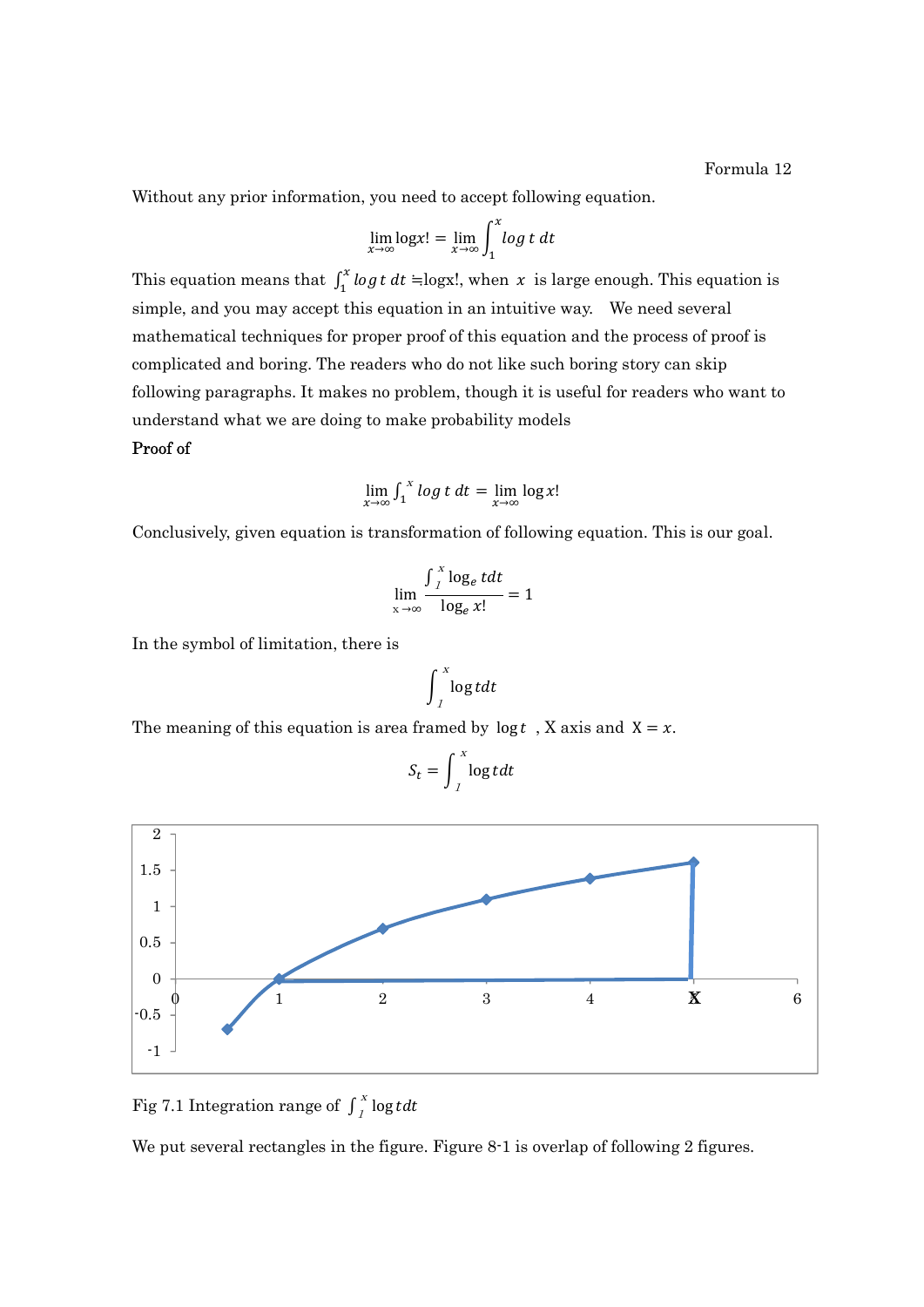Formula 12

Without any prior information, you need to accept following equation.

$$\lim_{x\to\infty} \log x! = \lim_{x\to\infty} \int_1^x \log t \, dt$$

This equation means that $\int_1^x \log t \, dt \fallingdotseq \log x!$, when $x$ is large enough. This equation is simple, and you may accept this equation in an intuitive way. We need several mathematical techniques for proper proof of this equation and the process of proof is complicated and boring. The readers who do not like such boring story can skip following paragraphs. It makes no problem, though it is useful for readers who want to understand what we are doing to make probability models

**Proof of**

$$\lim_{x\to\infty} \int_1^x \log t \, dt = \lim_{x\to\infty} \log x!$$

Conclusively, given equation is transformation of following equation. This is our goal.

$$\lim_{x\to\infty} \frac{\int_1^x \log_e t dt}{\log_e x!} = 1$$

In the symbol of limitation, there is

$$\int_1^x \log t dt$$

The meaning of this equation is area framed by $\log t$ , X axis and $X = x$.

$$S_t = \int_1^x \log t dt$$

Fig 7.1 Integration range of $\int_1^x \log t dt$

We put several rectangles in the figure. Figure 8-1 is overlap of following 2 figures.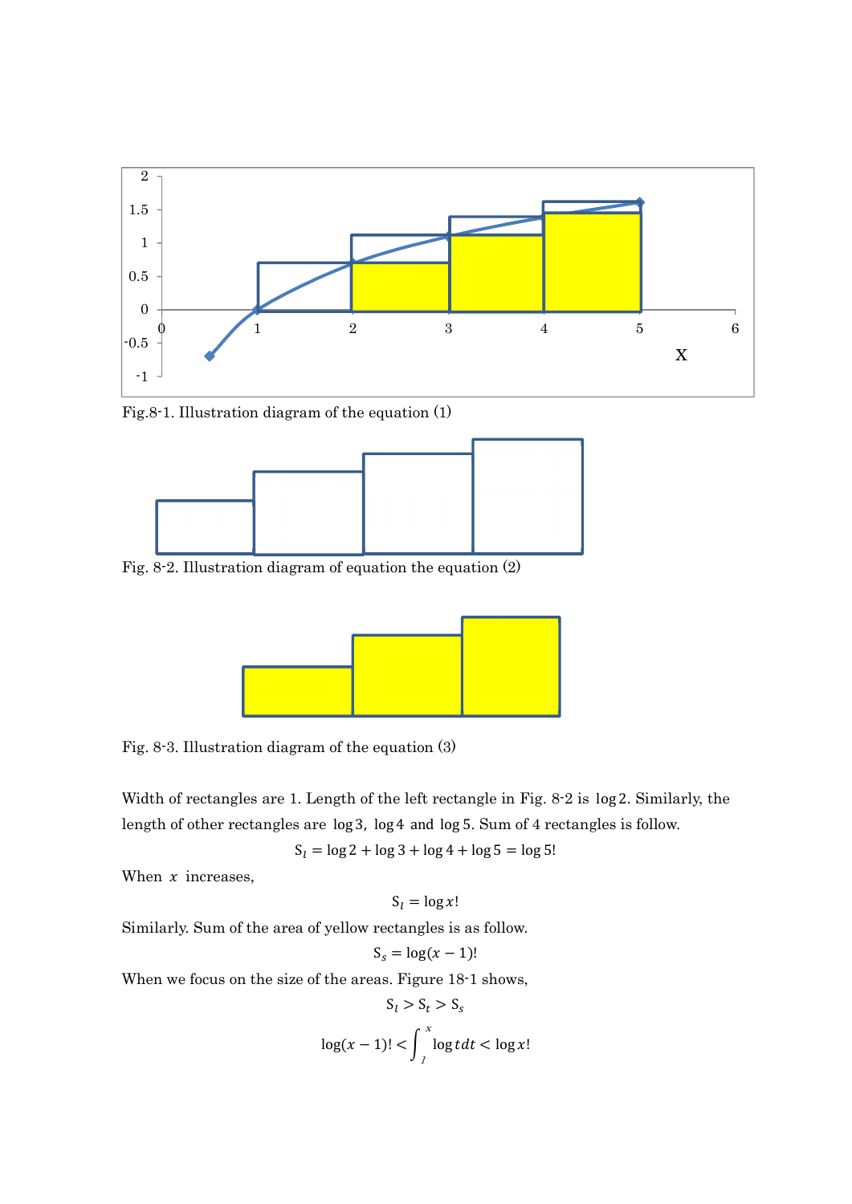Fig.8-1. Illustration diagram of the equation (1)

Fig. 8-2. Illustration diagram of equation the equation (2)

Fig. 8-3. Illustration diagram of the equation (3)

Width of rectangles are 1. Length of the left rectangle in Fig. 8-2 is $\log 2$. Similarly, the length of other rectangles are $\log 3$, $\log 4$ and $\log 5$. Sum of 4 rectangles is follow.

$$\mathrm{S}_l = \log 2 + \log 3 + \log 4 + \log 5 = \log 5!$$

When $x$ increases,

$$\mathrm{S}_l = \log x!$$

Similarly. Sum of the area of yellow rectangles is as follow.

$$\mathrm{S}_s = \log(x-1)!$$

When we focus on the size of the areas. Figure 18-1 shows,

$$\mathrm{S}_l > \mathrm{S}_t > \mathrm{S}_s$$

$$\log(x-1)! < \int_{1}^{x} \log t dt < \log x!$$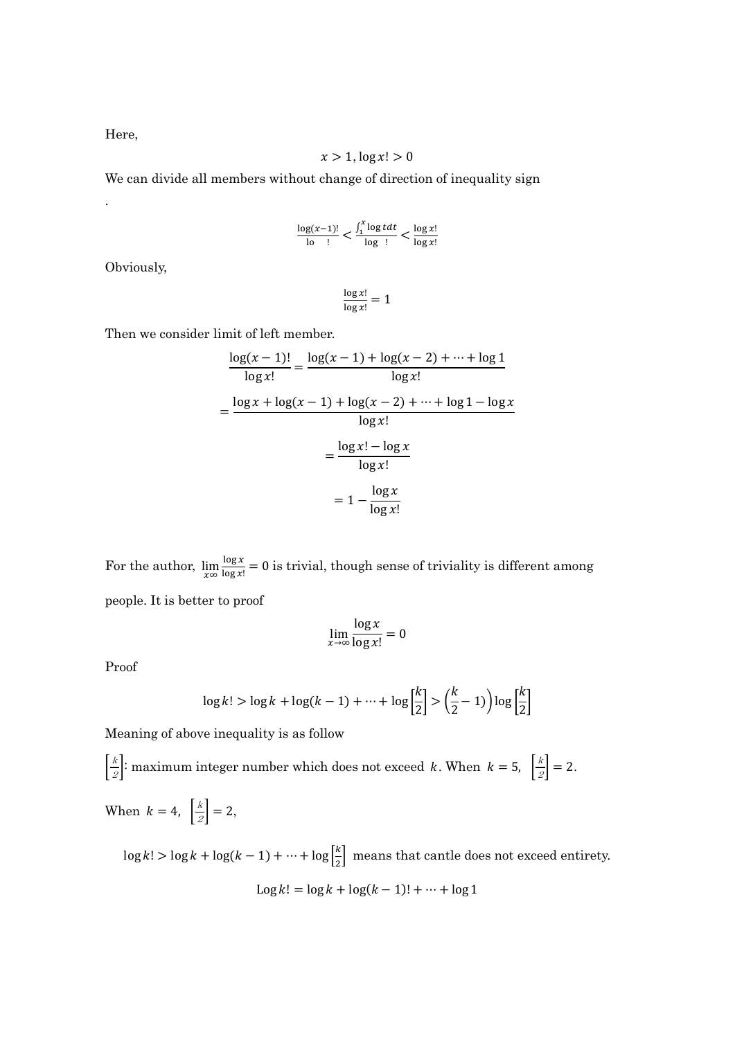Here,

$$x > 1, \log x! > 0$$

We can divide all members without change of direction of inequality sign

.

$$\frac{\log(x-1)!}{\text{lo} \quad !} < \frac{\int_1^x \log t dt}{\log \quad !} < \frac{\log x!}{\log x!}$$

Obviously,

$$\frac{\log x!}{\log x!} = 1$$

Then we consider limit of left member.

$$\frac{\log(x-1)!}{\log x!} = \frac{\log(x-1) + \log(x-2) + \cdots + \log 1}{\log x!}$$

$$= \frac{\log x + \log(x-1) + \log(x-2) + \cdots + \log 1 - \log x}{\log x!}$$

$$= \frac{\log x! - \log x}{\log x!}$$

$$= 1 - \frac{\log x}{\log x!}$$

For the author, $\lim_{x\infty} \frac{\log x}{\log x!} = 0$ is trivial, though sense of triviality is different among people. It is better to proof

$$\lim_{x \to \infty} \frac{\log x}{\log x!} = 0$$

Proof

$$\log k! > \log k + \log(k-1) + \cdots + \log\left[\frac{k}{2}\right] > \left(\frac{k}{2} - 1\right) \log\left[\frac{k}{2}\right]$$

Meaning of above inequality is as follow

$\left[\frac{k}{2}\right]$: maximum integer number which does not exceed $k$. When $k = 5$, $\left[\frac{k}{2}\right] = 2$.

When $k = 4$, $\left[\frac{k}{2}\right] = 2$,

$\log k! > \log k + \log(k-1) + \cdots + \log\left[\frac{k}{2}\right]$ means that cantle does not exceed entirety.

$$\text{Log}\, k! = \log k + \log(k-1)! + \cdots + \log 1$$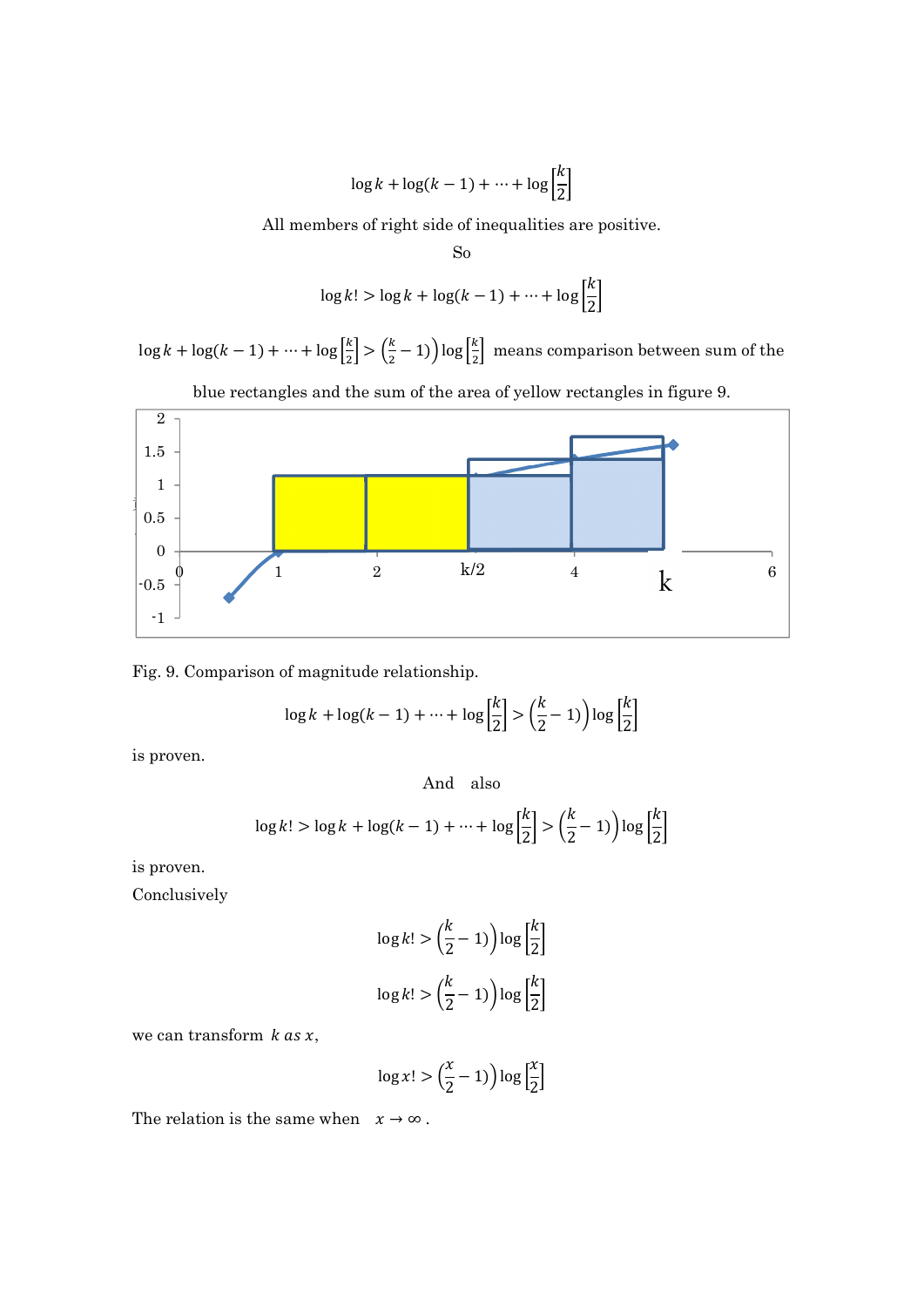$$\log k + \log(k-1) + \cdots + \log\left[\frac{k}{2}\right]$$

All members of right side of inequalities are positive.

So

$$\log k! > \log k + \log(k-1) + \cdots + \log\left[\frac{k}{2}\right]$$

$\log k + \log(k-1) + \cdots + \log\left[\frac{k}{2}\right] > \left(\frac{k}{2} - 1\right)\log\left[\frac{k}{2}\right]$ means comparison between sum of the blue rectangles and the sum of the area of yellow rectangles in figure 9.

Fig. 9. Comparison of magnitude relationship.

$$\log k + \log(k-1) + \cdots + \log\left[\frac{k}{2}\right] > \left(\frac{k}{2} - 1\right)\log\left[\frac{k}{2}\right]$$

is proven.

And also

$$\log k! > \log k + \log(k-1) + \cdots + \log\left[\frac{k}{2}\right] > \left(\frac{k}{2} - 1\right)\log\left[\frac{k}{2}\right]$$

is proven.

Conclusively

$$\log k! > \left(\frac{k}{2} - 1\right)\log\left[\frac{k}{2}\right]$$

$$\log k! > \left(\frac{k}{2} - 1\right)\log\left[\frac{k}{2}\right]$$

we can transform $k$ as $x$,

$$\log x! > \left(\frac{x}{2} - 1\right)\log\left[\frac{x}{2}\right]$$

The relation is the same when $x \to \infty$.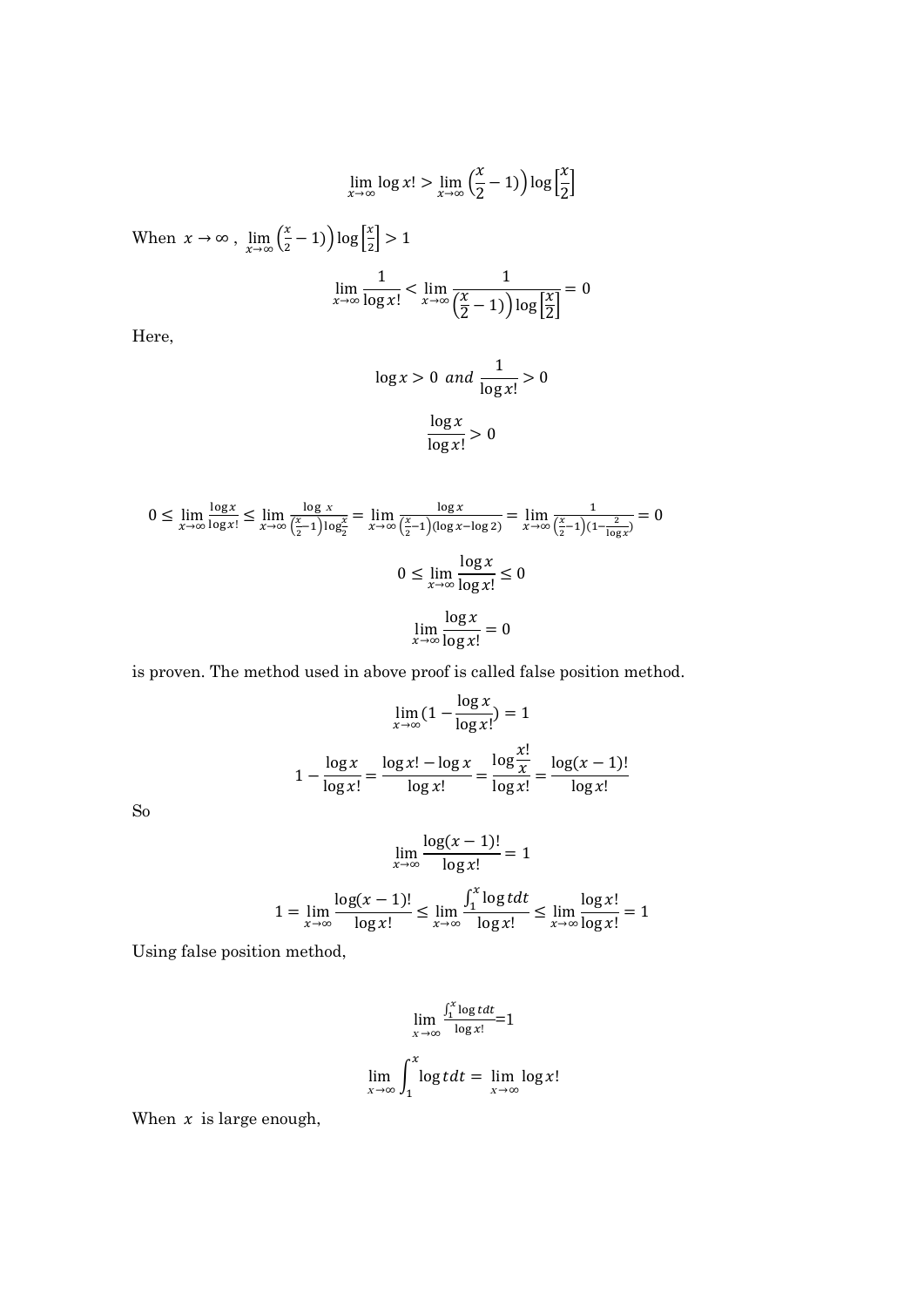$$\lim_{x\to\infty} \log x! > \lim_{x\to\infty} \left(\frac{x}{2} - 1)\right) \log\left[\frac{x}{2}\right]$$

When $x \to \infty$ , $\lim_{x\to\infty} \left(\frac{x}{2} - 1)\right) \log\left[\frac{x}{2}\right] > 1$

$$\lim_{x\to\infty} \frac{1}{\log x!} < \lim_{x\to\infty} \frac{1}{\left(\frac{x}{2} - 1)\right) \log\left[\frac{x}{2}\right]} = 0$$

Here,

$$\log x > 0 \ \ and \ \ \frac{1}{\log x!} > 0$$

$$\frac{\log x}{\log x!} > 0$$

$$0 \leq \lim_{x\to\infty} \frac{\log x}{\log x!} \leq \lim_{x\to\infty} \frac{\log\ x}{\left(\frac{x}{2}-1\right)\log\frac{x}{2}} = \lim_{x\to\infty} \frac{\log x}{\left(\frac{x}{2}-1\right)(\log x - \log 2)} = \lim_{x\to\infty} \frac{1}{\left(\frac{x}{2}-1\right)(1-\frac{2}{\log x})} = 0$$

$$0 \leq \lim_{x\to\infty} \frac{\log x}{\log x!} \leq 0$$

$$\lim_{x\to\infty} \frac{\log x}{\log x!} = 0$$

is proven. The method used in above proof is called false position method.

$$\lim_{x\to\infty} (1 - \frac{\log x}{\log x!}) = 1$$

$$1 - \frac{\log x}{\log x!} = \frac{\log x! - \log x}{\log x!} = \frac{\log \frac{x!}{x}}{\log x!} = \frac{\log(x-1)!}{\log x!}$$

So

$$\lim_{x\to\infty} \frac{\log(x-1)!}{\log x!} = 1$$

$$1 = \lim_{x\to\infty} \frac{\log(x-1)!}{\log x!} \leq \lim_{x\to\infty} \frac{\int_1^x \log t dt}{\log x!} \leq \lim_{x\to\infty} \frac{\log x!}{\log x!} = 1$$

Using false position method,

$$\lim_{x\to\infty} \frac{\int_1^x \log t dt}{\log x!} = 1$$

$$\lim_{x\to\infty} \int_1^x \log t dt = \lim_{x\to\infty} \log x!$$

When $x$ is large enough,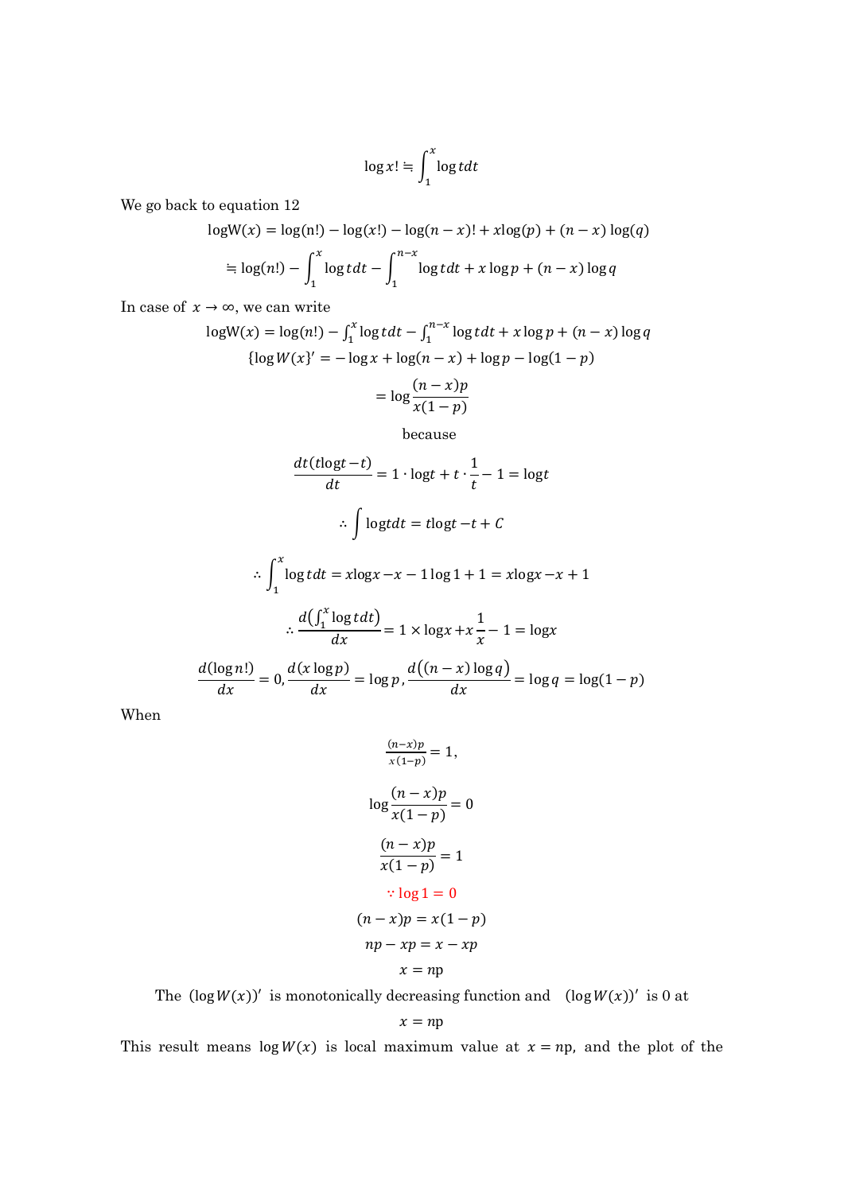$$\log x! \fallingdotseq \int_1^x \log t dt$$

We go back to equation 12

$$\log W(x) = \log(n!) - \log(x!) - \log(n-x)! + x\log(p) + (n-x)\log(q)$$

$$\fallingdotseq \log(n!) - \int_1^x \log t dt - \int_1^{n-x} \log t dt + x\log p + (n-x)\log q$$

In case of $x \to \infty$, we can write

$$\log W(x) = \log(n!) - \int_1^x \log t dt - \int_1^{n-x} \log t dt + x\log p + (n-x)\log q$$

$$\{\log W(x\}' = -\log x + \log(n-x) + \log p - \log(1-p)$$

$$= \log\frac{(n-x)p}{x(1-p)}$$

because

$$\frac{dt(t\log t - t)}{dt} = 1 \cdot \log t + t \cdot \frac{1}{t} - 1 = \log t$$

$$\therefore \int \log t dt = t\log t - t + C$$

$$\therefore \int_1^x \log t dt = x\log x - x - 1\log 1 + 1 = x\log x - x + 1$$

$$\therefore \frac{d\left(\int_1^x \log t dt\right)}{dx} = 1 \times \log x + x\frac{1}{x} - 1 = \log x$$

$$\frac{d(\log n!)}{dx} = 0, \frac{d(x\log p)}{dx} = \log p, \frac{d\left((n-x)\log q\right)}{dx} = \log q = \log(1-p)$$

When

$$\frac{(n-x)p}{x(1-p)} = 1,$$

$$\log\frac{(n-x)p}{x(1-p)} = 0$$

$$\frac{(n-x)p}{x(1-p)} = 1$$

$$\because \log 1 = 0$$

$$(n-x)p = x(1-p)$$

$$np - xp = x - xp$$

$$x = np$$

The $(\log W(x))'$ is monotonically decreasing function and $(\log W(x))'$ is 0 at

$$x = np$$

This result means $\log W(x)$ is local maximum value at $x = np$, and the plot of the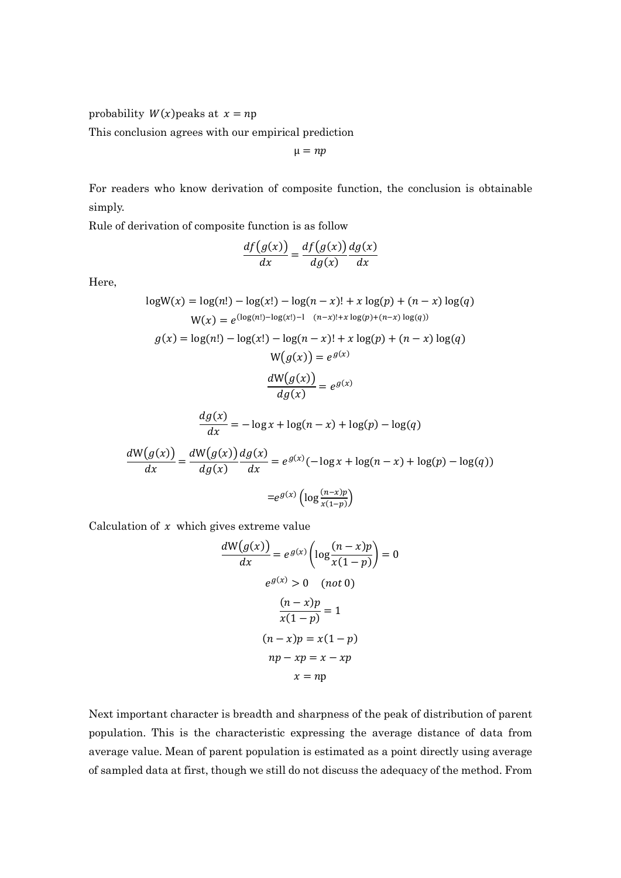probability $W(x)$ peaks at $x = n\mathrm{p}$

This conclusion agrees with our empirical prediction

$$\mu = np$$

For readers who know derivation of composite function, the conclusion is obtainable simply.

Rule of derivation of composite function is as follow

$$\frac{df(g(x))}{dx} = \frac{df(g(x))}{dg(x)}\frac{dg(x)}{dx}$$

Here,

$$\log\mathrm{W}(x) = \log(n!) - \log(x!) - \log(n-x)! + x\log(p) + (n-x)\log(q)$$

$$\mathrm{W}(x) = e^{(\log(n!) - \log(x!) - l \quad (n-x)! + x\log(p) + (n-x)\log(q))}$$

$$g(x) = \log(n!) - \log(x!) - \log(n-x)! + x\log(p) + (n-x)\log(q)$$

$$\mathrm{W}(g(x)) = e^{g(x)}$$

$$\frac{d\mathrm{W}(g(x))}{dg(x)} = e^{g(x)}$$

$$\frac{dg(x)}{dx} = -\log x + \log(n-x) + \log(p) - \log(q)$$

$$\frac{d\mathrm{W}(g(x))}{dx} = \frac{d\mathrm{W}(g(x))}{dg(x)}\frac{dg(x)}{dx} = e^{g(x)}(-\log x + \log(n-x) + \log(p) - \log(q))$$

$$= e^{g(x)}\left(\log\frac{(n-x)p}{x(1-p)}\right)$$

Calculation of $x$ which gives extreme value

$$\frac{d\mathrm{W}(g(x))}{dx} = e^{g(x)}\left(\log\frac{(n-x)p}{x(1-p)}\right) = 0$$

$$e^{g(x)} > 0 \quad (not\ 0)$$

$$\frac{(n-x)p}{x(1-p)} = 1$$

$$(n-x)p = x(1-p)$$

$$np - xp = x - xp$$

$$x = n\mathrm{p}$$

Next important character is breadth and sharpness of the peak of distribution of parent population. This is the characteristic expressing the average distance of data from average value. Mean of parent population is estimated as a point directly using average of sampled data at first, though we still do not discuss the adequacy of the method. From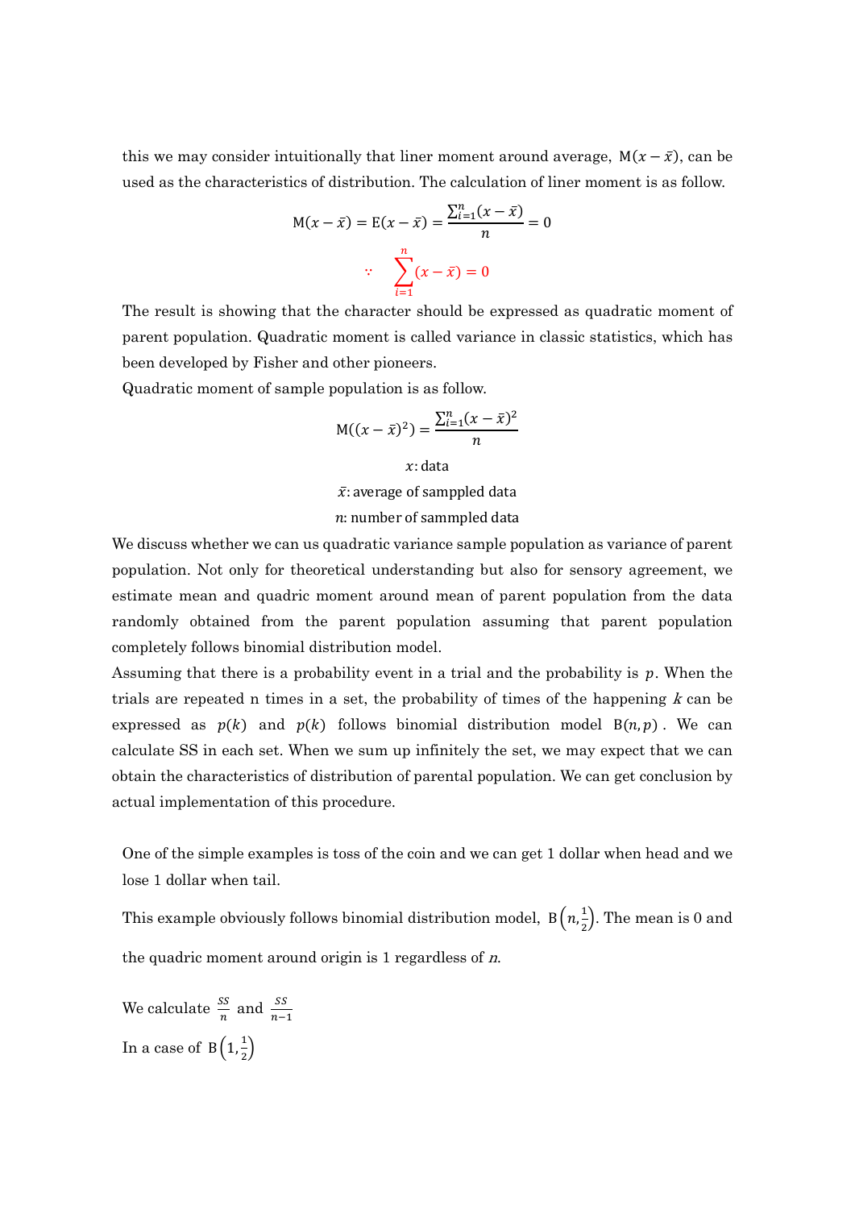this we may consider intuitionally that liner moment around average, $\mathrm{M}(x-\bar{x})$, can be used as the characteristics of distribution. The calculation of liner moment is as follow.

$$\mathrm{M}(x-\bar{x}) = \mathrm{E}(x-\bar{x}) = \frac{\sum_{i=1}^{n}(x-\bar{x})}{n} = 0$$

$$\because \quad \sum_{i=1}^{n}(x-\bar{x}) = 0$$

The result is showing that the character should be expressed as quadratic moment of parent population. Quadratic moment is called variance in classic statistics, which has been developed by Fisher and other pioneers.

Quadratic moment of sample population is as follow.

$$\mathrm{M}((x-\bar{x})^2) = \frac{\sum_{i=1}^{n}(x-\bar{x})^2}{n}$$

$x$: data

$\bar{x}$: average of samppled data

$n$: number of sammpled data

We discuss whether we can us quadratic variance sample population as variance of parent population. Not only for theoretical understanding but also for sensory agreement, we estimate mean and quadric moment around mean of parent population from the data randomly obtained from the parent population assuming that parent population completely follows binomial distribution model.

Assuming that there is a probability event in a trial and the probability is $p$. When the trials are repeated n times in a set, the probability of times of the happening $k$ can be expressed as $p(k)$ and $p(k)$ follows binomial distribution model $\mathrm{B}(n,p)$. We can calculate SS in each set. When we sum up infinitely the set, we may expect that we can obtain the characteristics of distribution of parental population. We can get conclusion by actual implementation of this procedure.

One of the simple examples is toss of the coin and we can get 1 dollar when head and we lose 1 dollar when tail.

This example obviously follows binomial distribution model, $\mathrm{B}\left(n,\frac{1}{2}\right)$. The mean is 0 and the quadric moment around origin is 1 regardless of $n$.

We calculate $\frac{SS}{n}$ and $\frac{SS}{n-1}$

In a case of $\mathrm{B}\left(1,\frac{1}{2}\right)$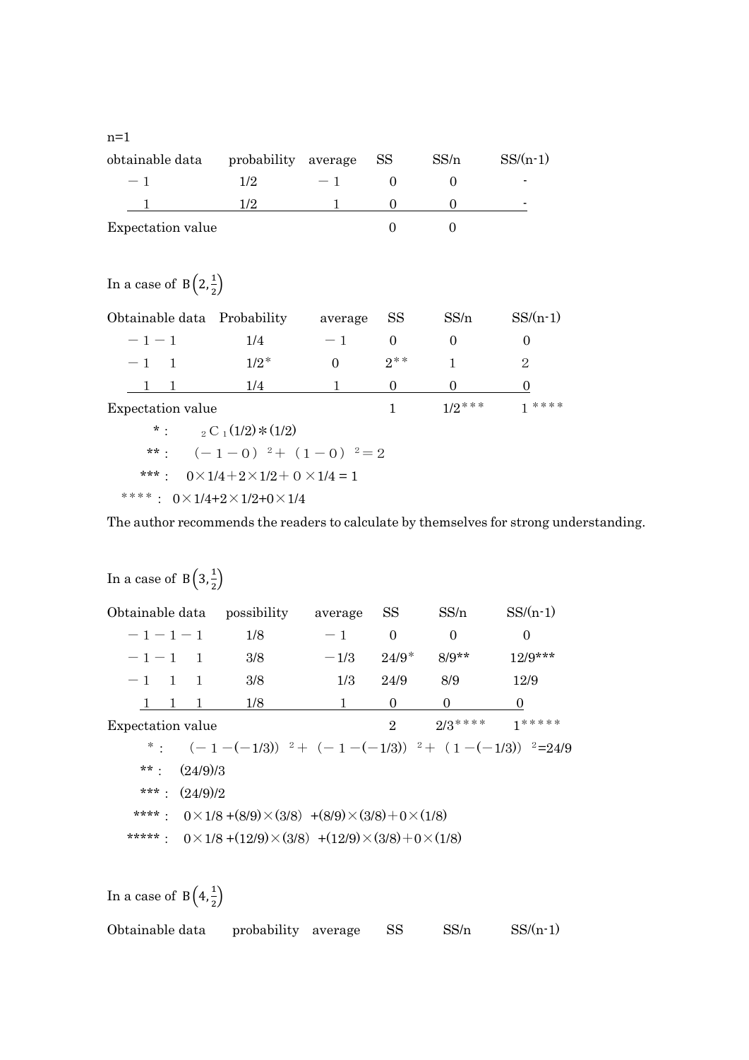n=1

| obtainable data | probability | average | SS | SS/n | SS/(n-1) |
|---|---|---|---|---|---|
| −1 | 1/2 | −1 | 0 | 0 | - |
| 1 | 1/2 | 1 | 0 | 0 | - |
| Expectation value | | | 0 | 0 | |

In a case of $B\left(2,\frac{1}{2}\right)$

| Obtainable data | Probability | average | SS | SS/n | SS/(n-1) |
|---|---|---|---|---|---|
| −1 −1 | 1/4 | −1 | 0 | 0 | 0 |
| −1 1 | 1/2* | 0 | 2** | 1 | 2 |
| 1 1 | 1/4 | 1 | 0 | 0 | 0 |
| Expectation value | | | 1 | 1/2*** | 1 **** |

*: ${}_2C_1(1/2)*(1/2)$

**: $(-1-0)^2+(1-0)^2=2$

***: $0\times 1/4+2\times 1/2+0\times 1/4=1$

****: $0\times 1/4+2\times 1/2+0\times 1/4$

The author recommends the readers to calculate by themselves for strong understanding.

In a case of $B\left(3,\frac{1}{2}\right)$

| Obtainable data | possibility | average | SS | SS/n | SS/(n-1) |
|---|---|---|---|---|---|
| −1 −1 −1 | 1/8 | −1 | 0 | 0 | 0 |
| −1 −1 1 | 3/8 | −1/3 | 24/9* | 8/9** | 12/9*** |
| −1 1 1 | 3/8 | 1/3 | 24/9 | 8/9 | 12/9 |
| 1 1 1 | 1/8 | 1 | 0 | 0 | 0 |
| Expectation value | | | 2 | 2/3**** | 1***** |

*: $(-1-(-1/3))^2+(-1-(-1/3))^2+(1-(-1/3))^2=24/9$

**: (24/9)/3

***: (24/9)/2

****: $0\times 1/8+(8/9)\times(3/8)+(8/9)\times(3/8)+0\times(1/8)$

*****: $0\times 1/8+(12/9)\times(3/8)+(12/9)\times(3/8)+0\times(1/8)$

In a case of $B\left(4,\frac{1}{2}\right)$

| Obtainable data | probability | average | SS | SS/n | SS/(n-1) |
|---|---|---|---|---|---|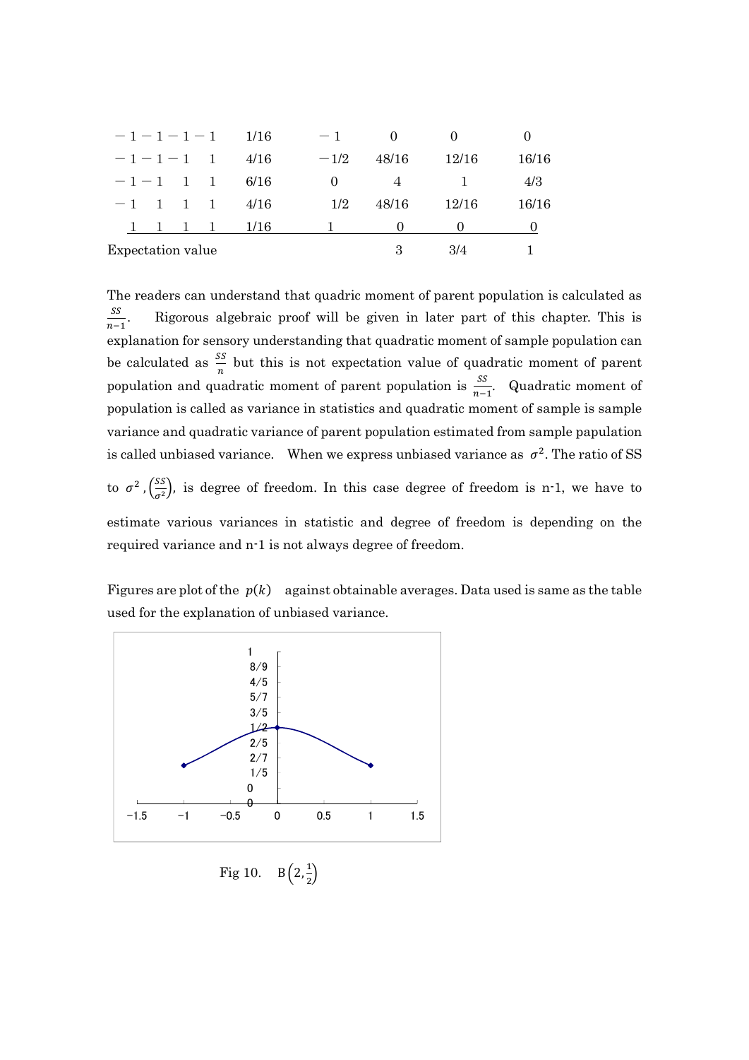| | | | | | |
|---|---|---|---|---|---|
| $-1$ $-1$ $-1$ $-1$ | 1/16 | $-1$ | 0 | 0 | 0 |
| $-1$ $-1$ $-1$ 1 | 4/16 | $-1/2$ | 48/16 | 12/16 | 16/16 |
| $-1$ $-1$ 1 1 | 6/16 | 0 | 4 | 1 | 4/3 |
| $-1$ 1 1 1 | 4/16 | 1/2 | 48/16 | 12/16 | 16/16 |
| 1 1 1 1 | 1/16 | 1 | 0 | 0 | 0 |
| Expectation value | | | 3 | 3/4 | 1 |

The readers can understand that quadric moment of parent population is calculated as $\frac{SS}{n-1}$. Rigorous algebraic proof will be given in later part of this chapter. This is explanation for sensory understanding that quadratic moment of sample population can be calculated as $\frac{SS}{n}$ but this is not expectation value of quadratic moment of parent population and quadratic moment of parent population is $\frac{SS}{n-1}$. Quadratic moment of population is called as variance in statistics and quadratic moment of sample is sample variance and quadratic variance of parent population estimated from sample papulation is called unbiased variance. When we express unbiased variance as $\sigma^2$. The ratio of SS to $\sigma^2$, $\left(\frac{SS}{\sigma^2}\right)$, is degree of freedom. In this case degree of freedom is n-1, we have to estimate various variances in statistic and degree of freedom is depending on the required variance and n-1 is not always degree of freedom.

Figures are plot of the $p(k)$ against obtainable averages. Data used is same as the table used for the explanation of unbiased variance.

Fig 10. $\mathrm{B}\left(2, \frac{1}{2}\right)$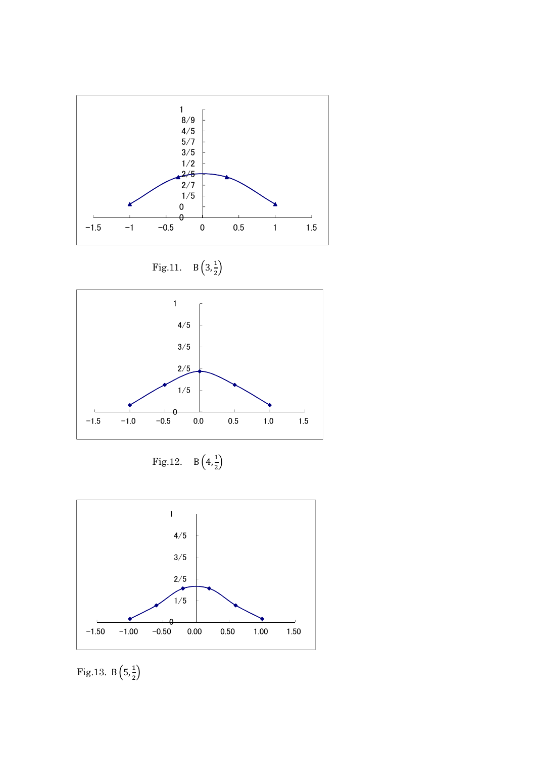Fig.11. $\mathrm{B}\left(3, \frac{1}{2}\right)$

Fig.12. $\mathrm{B}\left(4, \frac{1}{2}\right)$

Fig.13. $\mathrm{B}\left(5, \frac{1}{2}\right)$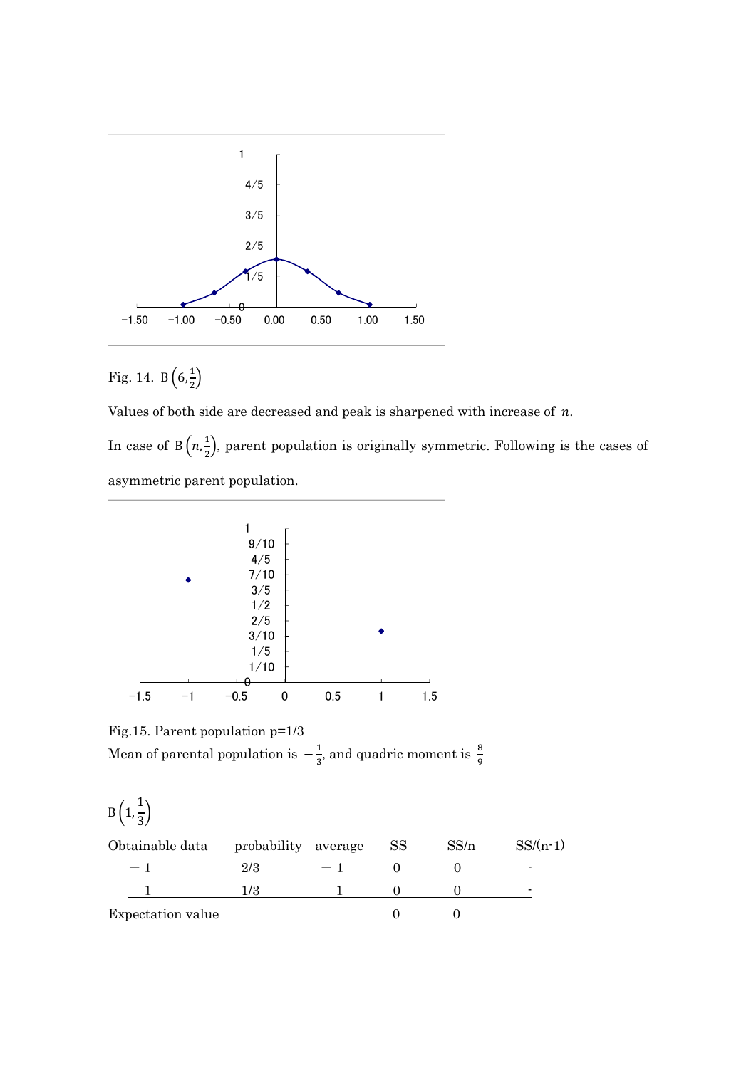Fig. 14. $B\left(6,\frac{1}{2}\right)$

Values of both side are decreased and peak is sharpened with increase of $n$.

In case of $B\left(n,\frac{1}{2}\right)$, parent population is originally symmetric. Following is the cases of asymmetric parent population.

Fig.15. Parent population p=1/3

Mean of parental population is $-\frac{1}{3}$, and quadric moment is $\frac{8}{9}$

$B\left(1,\frac{1}{3}\right)$

| Obtainable data | probability | average | SS | SS/n | SS/(n-1) |
|---|---|---|---|---|---|
| −1 | 2/3 | −1 | 0 | 0 | - |
| 1 | 1/3 | 1 | 0 | 0 | - |
| Expectation value | | | 0 | 0 | |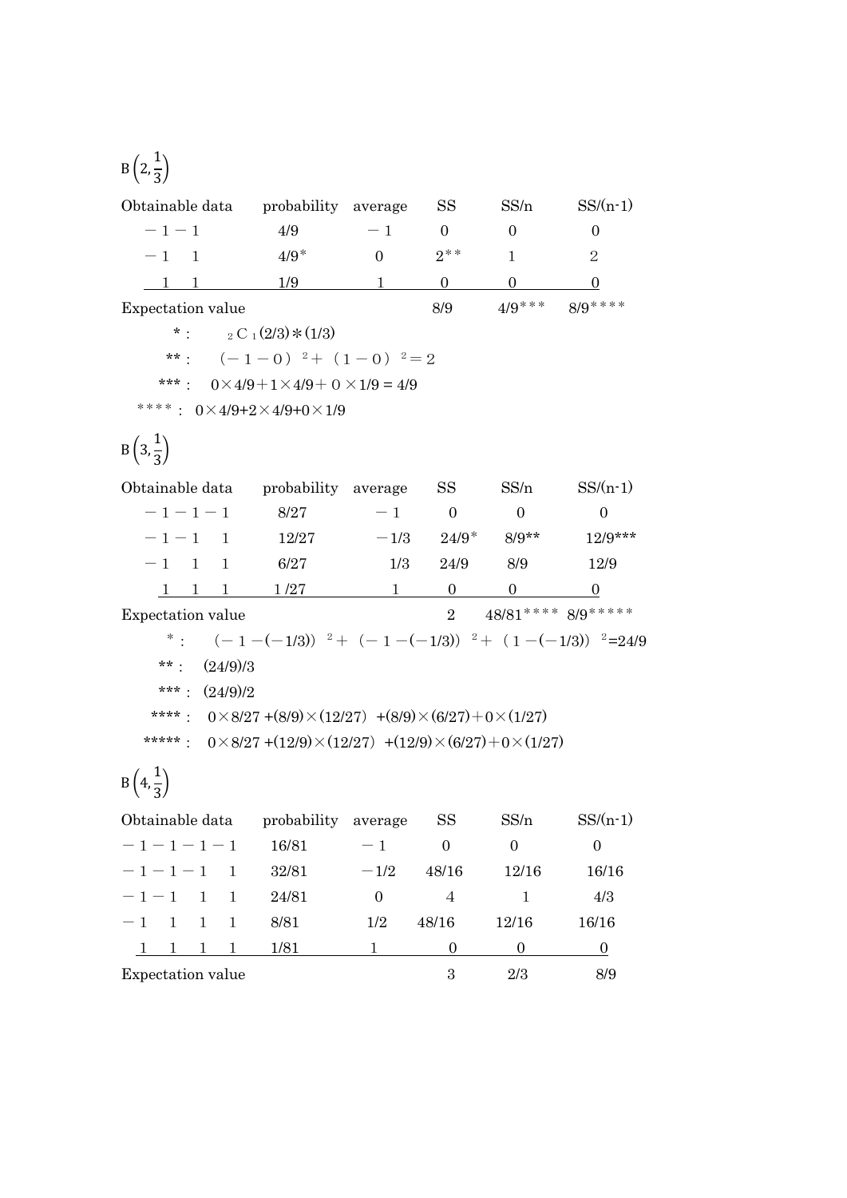$B\left(2,\frac{1}{3}\right)$

| Obtainable data | probability | average | SS | SS/n | SS/(n-1) |
|---|---|---|---|---|---|
| −1 −1 | 4/9 | −1 | 0 | 0 | 0 |
| −1 1 | 4/9* | 0 | 2** | 1 | 2 |
| 1 1 | 1/9 | 1 | 0 | 0 | 0 |
| Expectation value | | | 8/9 | 4/9*** | 8/9**** |

\* : $_2C_1(2/3)*(1/3)$

\*\* : $(-1-0)^2+(1-0)^2=2$

\*\*\* : $0\times4/9+1\times4/9+0\times1/9=4/9$

\*\*\*\* : $0\times4/9+2\times4/9+0\times1/9$

$B\left(3,\frac{1}{3}\right)$

| Obtainable data | probability | average | SS | SS/n | SS/(n-1) |
|---|---|---|---|---|---|
| −1 −1 −1 | 8/27 | −1 | 0 | 0 | 0 |
| −1 −1 1 | 12/27 | −1/3 | 24/9* | 8/9** | 12/9*** |
| −1 1 1 | 6/27 | 1/3 | 24/9 | 8/9 | 12/9 |
| 1 1 1 | 1/27 | 1 | 0 | 0 | 0 |
| Expectation value | | | 2 | 48/81**** | 8/9***** |

\* : $(-1-(-1/3))^2+(-1-(-1/3))^2+(1-(-1/3))^2=24/9$

\*\* : $(24/9)/3$

\*\*\* : $(24/9)/2$

\*\*\*\* : $0\times8/27+(8/9)\times(12/27)+(8/9)\times(6/27)+0\times(1/27)$

\*\*\*\*\* : $0\times8/27+(12/9)\times(12/27)+(12/9)\times(6/27)+0\times(1/27)$

$B\left(4,\frac{1}{3}\right)$

| Obtainable data | probability | average | SS | SS/n | SS/(n-1) |
|---|---|---|---|---|---|
| −1 −1 −1 −1 | 16/81 | −1 | 0 | 0 | 0 |
| −1 −1 −1 1 | 32/81 | −1/2 | 48/16 | 12/16 | 16/16 |
| −1 −1 1 1 | 24/81 | 0 | 4 | 1 | 4/3 |
| −1 1 1 1 | 8/81 | 1/2 | 48/16 | 12/16 | 16/16 |
| 1 1 1 1 | 1/81 | 1 | 0 | 0 | 0 |
| Expectation value | | | 3 | 2/3 | 8/9 |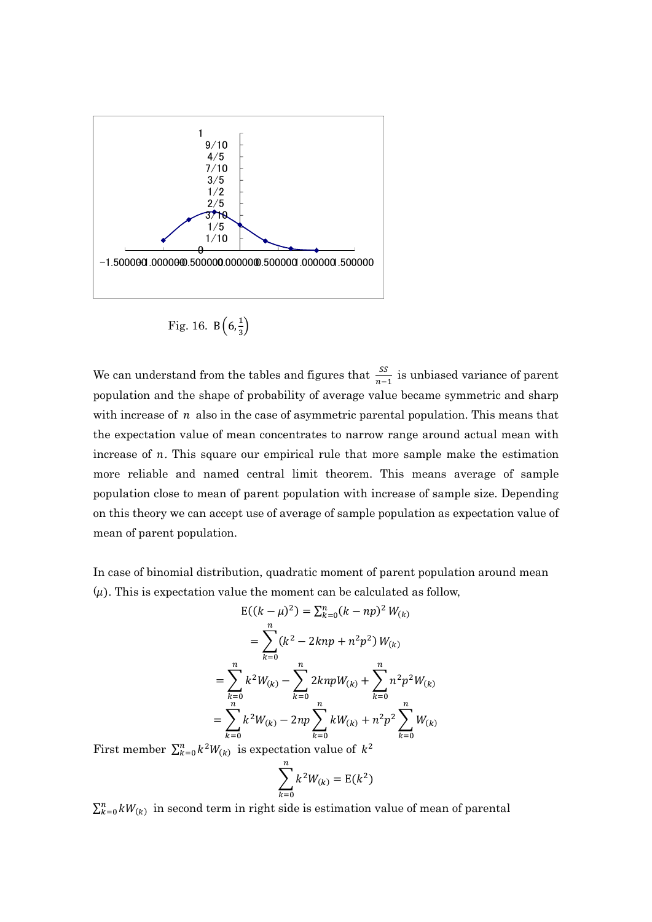Fig. 16. $\mathrm{B}\left(6, \frac{1}{3}\right)$

We can understand from the tables and figures that $\frac{SS}{n-1}$ is unbiased variance of parent population and the shape of probability of average value became symmetric and sharp with increase of $n$ also in the case of asymmetric parental population. This means that the expectation value of mean concentrates to narrow range around actual mean with increase of $n$. This square our empirical rule that more sample make the estimation more reliable and named central limit theorem. This means average of sample population close to mean of parent population with increase of sample size. Depending on this theory we can accept use of average of sample population as expectation value of mean of parent population.

In case of binomial distribution, quadratic moment of parent population around mean ($\mu$). This is expectation value the moment can be calculated as follow,

$$\mathrm{E}((k-\mu)^2) = \sum_{k=0}^{n}(k-np)^2 W_{(k)}$$

$$= \sum_{k=0}^{n}(k^2 - 2knp + n^2p^2) W_{(k)}$$

$$= \sum_{k=0}^{n} k^2 W_{(k)} - \sum_{k=0}^{n} 2knpW_{(k)} + \sum_{k=0}^{n} n^2p^2 W_{(k)}$$

$$= \sum_{k=0}^{n} k^2 W_{(k)} - 2np\sum_{k=0}^{n} kW_{(k)} + n^2p^2\sum_{k=0}^{n} W_{(k)}$$

First member $\sum_{k=0}^{n} k^2 W_{(k)}$ is expectation value of $k^2$

$$\sum_{k=0}^{n} k^2 W_{(k)} = \mathrm{E}(k^2)$$

$\sum_{k=0}^{n} kW_{(k)}$ in second term in right side is estimation value of mean of parental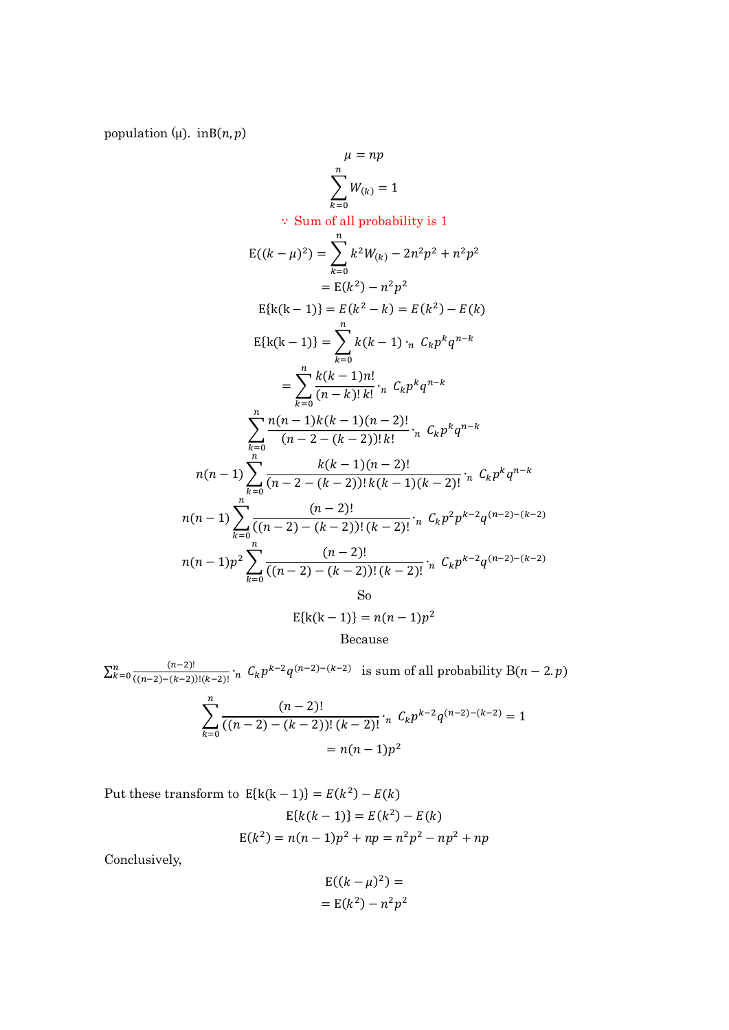population (μ). in$B(n, p)$

$$\mu = np$$

$$\sum_{k=0}^{n} W_{(k)} = 1$$

∵ Sum of all probability is 1

$$\mathrm{E}((k-\mu)^2) = \sum_{k=0}^{n} k^2 W_{(k)} - 2n^2p^2 + n^2p^2$$

$$= \mathrm{E}(k^2) - n^2p^2$$

$$\mathrm{E}\{\mathrm{k}(\mathrm{k}-1)\} = E(k^2 - k) = E(k^2) - E(k)$$

$$\mathrm{E}\{\mathrm{k}(\mathrm{k}-1)\} = \sum_{k=0}^{n} k(k-1) \cdot_n C_k p^k q^{n-k}$$

$$= \sum_{k=0}^{n} \frac{k(k-1)n!}{(n-k)!\,k!} \cdot_n C_k p^k q^{n-k}$$

$$\sum_{k=0}^{n} \frac{n(n-1)k(k-1)(n-2)!}{(n-2-(k-2))!\,k!} \cdot_n C_k p^k q^{n-k}$$

$$n(n-1)\sum_{k=0}^{n} \frac{k(k-1)(n-2)!}{(n-2-(k-2))!\,k(k-1)(k-2)!} \cdot_n C_k p^k q^{n-k}$$

$$n(n-1)\sum_{k=0}^{n} \frac{(n-2)!}{((n-2)-(k-2))!\,(k-2)!} \cdot_n C_k p^2 p^{k-2} q^{(n-2)-(k-2)}$$

$$n(n-1)p^2\sum_{k=0}^{n} \frac{(n-2)!}{((n-2)-(k-2))!\,(k-2)!} \cdot_n C_k p^{k-2} q^{(n-2)-(k-2)}$$

So

$$\mathrm{E}\{\mathrm{k}(\mathrm{k}-1)\} = n(n-1)p^2$$

Because

$\sum_{k=0}^{n} \frac{(n-2)!}{((n-2)-(k-2))!(k-2)!} \cdot_n C_k p^{k-2} q^{(n-2)-(k-2)}$ is sum of all probability $B(n-2.p)$

$$\sum_{k=0}^{n} \frac{(n-2)!}{((n-2)-(k-2))!\,(k-2)!} \cdot_n C_k p^{k-2} q^{(n-2)-(k-2)} = 1$$

$$= n(n-1)p^2$$

Put these transform to $\mathrm{E}\{\mathrm{k}(\mathrm{k}-1)\} = E(k^2) - E(k)$

$$\mathrm{E}\{k(k-1)\} = E(k^2) - E(k)$$

$$\mathrm{E}(k^2) = n(n-1)p^2 + np = n^2p^2 - np^2 + np$$

Conclusively,

$$\mathrm{E}((k-\mu)^2) =$$

$$= \mathrm{E}(k^2) - n^2p^2$$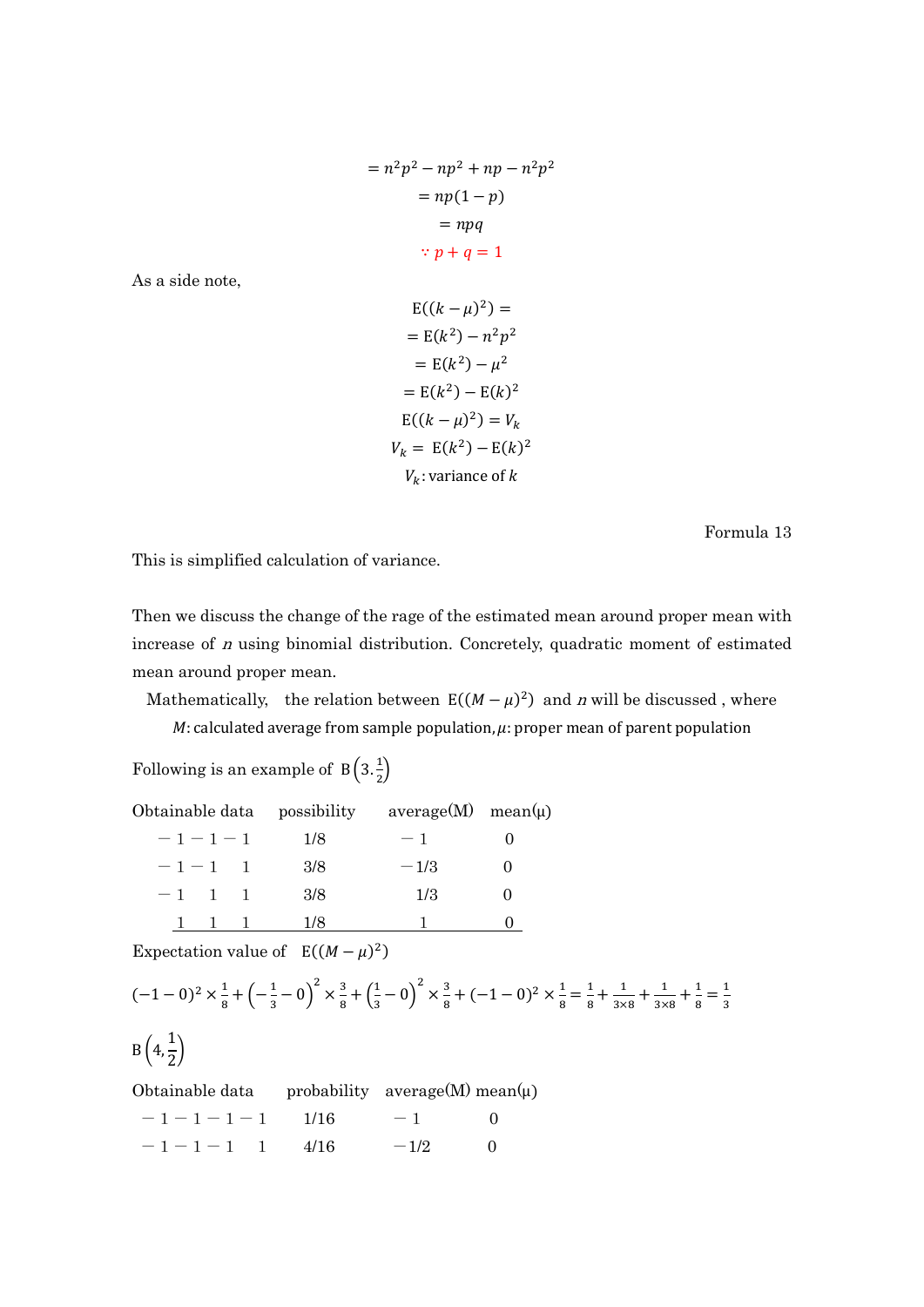$$= n^2p^2 - np^2 + np - n^2p^2$$

$$= np(1-p)$$

$$= npq$$

$$\because p + q = 1$$

As a side note,

$$\mathrm{E}((k-\mu)^2) =$$

$$= \mathrm{E}(k^2) - n^2p^2$$

$$= \mathrm{E}(k^2) - \mu^2$$

$$= \mathrm{E}(k^2) - \mathrm{E}(k)^2$$

$$\mathrm{E}((k-\mu)^2) = V_k$$

$$V_k = \mathrm{E}(k^2) - \mathrm{E}(k)^2$$

$$V_k: \text{variance of } k$$

Formula 13

This is simplified calculation of variance.

Then we discuss the change of the rage of the estimated mean around proper mean with increase of $n$ using binomial distribution. Concretely, quadratic moment of estimated mean around proper mean.

Mathematically, the relation between $\mathrm{E}((M-\mu)^2)$ and $n$ will be discussed , where

$M$: calculated average from sample population, $\mu$: proper mean of parent population

Following is an example of $\mathrm{B}\left(3.\frac{1}{2}\right)$

| Obtainable data | possibility | average(M) | mean(μ) |
|---|---|---|---|
| −1 −1 −1 | 1/8 | −1 | 0 |
| −1 −1 1 | 3/8 | −1/3 | 0 |
| −1 1 1 | 3/8 | 1/3 | 0 |
| 1 1 1 | 1/8 | 1 | 0 |

Expectation value of $\mathrm{E}((M-\mu)^2)$

$$(-1-0)^2 \times \frac{1}{8} + \left(-\frac{1}{3}-0\right)^2 \times \frac{3}{8} + \left(\frac{1}{3}-0\right)^2 \times \frac{3}{8} + (-1-0)^2 \times \frac{1}{8} = \frac{1}{8} + \frac{1}{3\times 8} + \frac{1}{3\times 8} + \frac{1}{8} = \frac{1}{3}$$

$\mathrm{B}\left(4,\frac{1}{2}\right)$

| Obtainable data | probability | average(M) | mean(μ) |
|---|---|---|---|
| −1 −1 −1 −1 | 1/16 | −1 | 0 |
| −1 −1 −1 1 | 4/16 | −1/2 | 0 |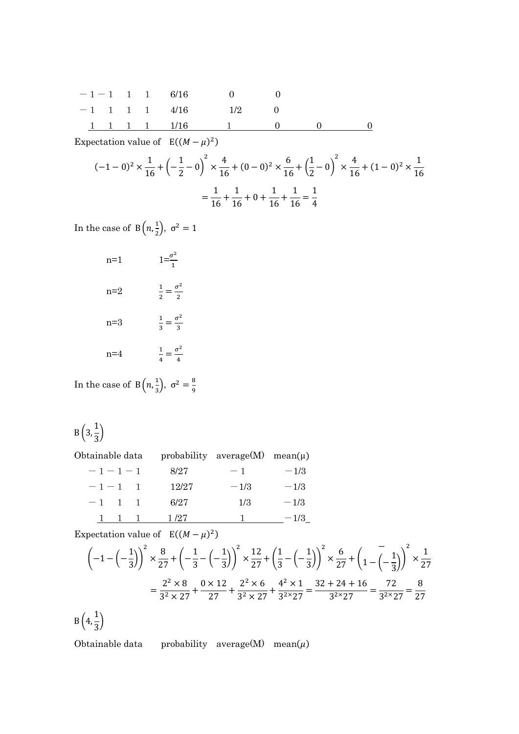| | | | | | | | |
|---|---|---|---|---|---|---|---|
| −1 −1 | 1 | 1 | 6/16 | 0 | 0 | | |
| −1 | 1 1 | 1 | 4/16 | 1/2 | 0 | | |
| 1 | 1 1 | 1 | 1/16 | 1 | 0 | 0 | 0 |

Expectation value of $\mathrm{E}((M-\mu)^2)$

$$(-1-0)^2 \times \frac{1}{16} + \left(-\frac{1}{2}-0\right)^2 \times \frac{4}{16} + (0-0)^2 \times \frac{6}{16} + \left(\frac{1}{2}-0\right)^2 \times \frac{4}{16} + (1-0)^2 \times \frac{1}{16}$$

$$= \frac{1}{16} + \frac{1}{16} + 0 + \frac{1}{16} + \frac{1}{16} = \frac{1}{4}$$

In the case of $\mathrm{B}\left(n, \frac{1}{2}\right)$, $\sigma^2 = 1$

n=1 $\quad 1 = \frac{\sigma^2}{1}$

n=2 $\quad \frac{1}{2} = \frac{\sigma^2}{2}$

n=3 $\quad \frac{1}{3} = \frac{\sigma^2}{3}$

n=4 $\quad \frac{1}{4} = \frac{\sigma^2}{4}$

In the case of $\mathrm{B}\left(n, \frac{1}{3}\right)$, $\sigma^2 = \frac{8}{9}$

$\mathrm{B}\left(3, \frac{1}{3}\right)$

| Obtainable data | probability | average(M) | mean(μ) |
|---|---|---|---|
| −1 −1 −1 | 8/27 | −1 | −1/3 |
| −1 −1 1 | 12/27 | −1/3 | −1/3 |
| −1 1 1 | 6/27 | 1/3 | −1/3 |
| 1 1 1 | 1/27 | 1 | −1/3 |

Expectation value of $\mathrm{E}((M-\mu)^2)$

$$\left(-1-\left(-\frac{1}{3}\right)\right)^2 \times \frac{8}{27} + \left(-\frac{1}{3}-\left(-\frac{1}{3}\right)\right)^2 \times \frac{12}{27} + \left(\frac{1}{3}-\left(-\frac{1}{3}\right)\right)^2 \times \frac{6}{27} + \left(1-\left(-\frac{1}{3}\right)\right)^2 \times \frac{1}{27}$$

$$= \frac{2^2 \times 8}{3^2 \times 27} + \frac{0 \times 12}{27} + \frac{2^2 \times 6}{3^2 \times 27} + \frac{4^2 \times 1}{3^2 \times 27} = \frac{32+24+16}{3^2 \times 27} = \frac{72}{3^2 \times 27} = \frac{8}{27}$$

$\mathrm{B}\left(4, \frac{1}{3}\right)$

| Obtainable data | probability | average(M) | mean($\mu$) |
|---|---|---|---|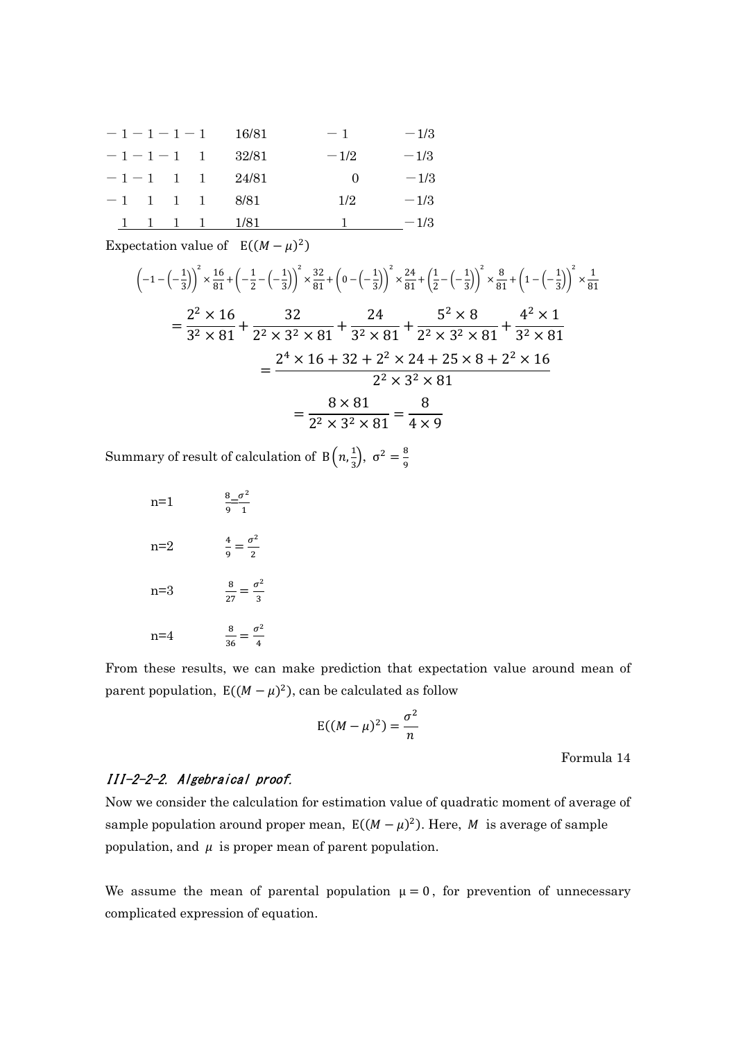| | | | | | | |
|---|---|---|---|---|---|---|
| −1 | −1 | −1 | −1 | 16/81 | −1 | −1/3 |
| −1 | −1 | −1 | 1 | 32/81 | −1/2 | −1/3 |
| −1 | −1 | 1 | 1 | 24/81 | 0 | −1/3 |
| −1 | 1 | 1 | 1 | 8/81 | 1/2 | −1/3 |
| 1 | 1 | 1 | 1 | 1/81 | 1 | −1/3 |

Expectation value of $\mathrm{E}((M-\mu)^2)$

$$\left(-1-\left(-\frac{1}{3}\right)\right)^2\times\frac{16}{81}+\left(-\frac{1}{2}-\left(-\frac{1}{3}\right)\right)^2\times\frac{32}{81}+\left(0-\left(-\frac{1}{3}\right)\right)^2\times\frac{24}{81}+\left(\frac{1}{2}-\left(-\frac{1}{3}\right)\right)^2\times\frac{8}{81}+\left(1-\left(-\frac{1}{3}\right)\right)^2\times\frac{1}{81}$$

$$=\frac{2^2\times 16}{3^2\times 81}+\frac{32}{2^2\times 3^2\times 81}+\frac{24}{3^2\times 81}+\frac{5^2\times 8}{2^2\times 3^2\times 81}+\frac{4^2\times 1}{3^2\times 81}$$

$$=\frac{2^4\times 16+32+2^2\times 24+25\times 8+2^2\times 16}{2^2\times 3^2\times 81}$$

$$=\frac{8\times 81}{2^2\times 3^2\times 81}=\frac{8}{4\times 9}$$

Summary of result of calculation of $\mathrm{B}\left(n,\frac{1}{3}\right)$, $\sigma^2=\frac{8}{9}$

n=1 $\quad \frac{8}{9}=\frac{\sigma^2}{1}$

n=2 $\quad \frac{4}{9}=\frac{\sigma^2}{2}$

n=3 $\quad \frac{8}{27}=\frac{\sigma^2}{3}$

n=4 $\quad \frac{8}{36}=\frac{\sigma^2}{4}$

From these results, we can make prediction that expectation value around mean of parent population, $\mathrm{E}((M-\mu)^2)$, can be calculated as follow

$$\mathrm{E}((M-\mu)^2)=\frac{\sigma^2}{n}$$

Formula 14

### *III-2-2-2. Algebraical proof.*

Now we consider the calculation for estimation value of quadratic moment of average of sample population around proper mean, $\mathrm{E}((M-\mu)^2)$. Here, $M$ is average of sample population, and $\mu$ is proper mean of parent population.

We assume the mean of parental population $\mu=0$, for prevention of unnecessary complicated expression of equation.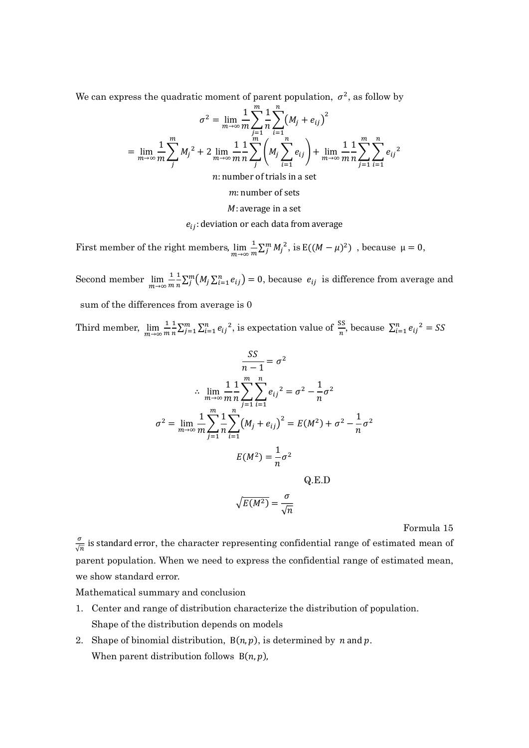We can express the quadratic moment of parent population, $\sigma^2$, as follow by

$$\sigma^2 = \lim_{m\to\infty}\frac{1}{m}\sum_{j=1}^{m}\frac{1}{n}\sum_{i=1}^{n}\left(M_j + e_{ij}\right)^2$$

$$= \lim_{m\to\infty}\frac{1}{m}\sum_{j}^{m}{M_j}^2 + 2\lim_{m\to\infty}\frac{1}{m}\frac{1}{n}\sum_{j}^{m}\left(M_j\sum_{i=1}^{n}e_{ij}\right) + \lim_{m\to\infty}\frac{1}{m}\frac{1}{n}\sum_{j=1}^{m}\sum_{i=1}^{n}{e_{ij}}^2$$

$n$: number of trials in a set

$m$: number of sets

$M$: average in a set

$e_{ij}$: deviation or each data from average

First member of the right members, $\lim_{m\to\infty}\frac{1}{m}\sum_{j}^{m}{M_j}^2$, is $\mathrm{E}((M-\mu)^2)$ , because $\mu = 0$,

Second member $\lim_{m\to\infty}\frac{1}{m}\frac{1}{n}\sum_{j}^{m}\left(M_j\sum_{i=1}^{n}e_{ij}\right) = 0$, because $e_{ij}$ is difference from average and sum of the differences from average is 0

Third member, $\lim_{m\to\infty}\frac{1}{m}\frac{1}{n}\sum_{j=1}^{m}\sum_{i=1}^{n}{e_{ij}}^2$, is expectation value of $\frac{SS}{n}$, because $\sum_{i=1}^{n}{e_{ij}}^2 = SS$

$$\frac{SS}{n-1} = \sigma^2$$

$$\therefore \lim_{m\to\infty}\frac{1}{m}\frac{1}{n}\sum_{j=1}^{m}\sum_{i=1}^{n}{e_{ij}}^2 = \sigma^2 - \frac{1}{n}\sigma^2$$

$$\sigma^2 = \lim_{m\to\infty}\frac{1}{m}\sum_{j=1}^{m}\frac{1}{n}\sum_{i=1}^{n}\left(M_j + e_{ij}\right)^2 = E(M^2) + \sigma^2 - \frac{1}{n}\sigma^2$$

$$E(M^2) = \frac{1}{n}\sigma^2$$

Q.E.D

$$\sqrt{E(M^2)} = \frac{\sigma}{\sqrt{n}}$$

Formula 15

$\frac{\sigma}{\sqrt{n}}$ is standard error, the character representing confidential range of estimated mean of parent population. When we need to express the confidential range of estimated mean, we show standard error.

Mathematical summary and conclusion

1. Center and range of distribution characterize the distribution of population. Shape of the distribution depends on models
2. Shape of binomial distribution, $\mathrm{B}(n, p)$, is determined by $n$ and $p$. When parent distribution follows $\mathrm{B}(n, p)$,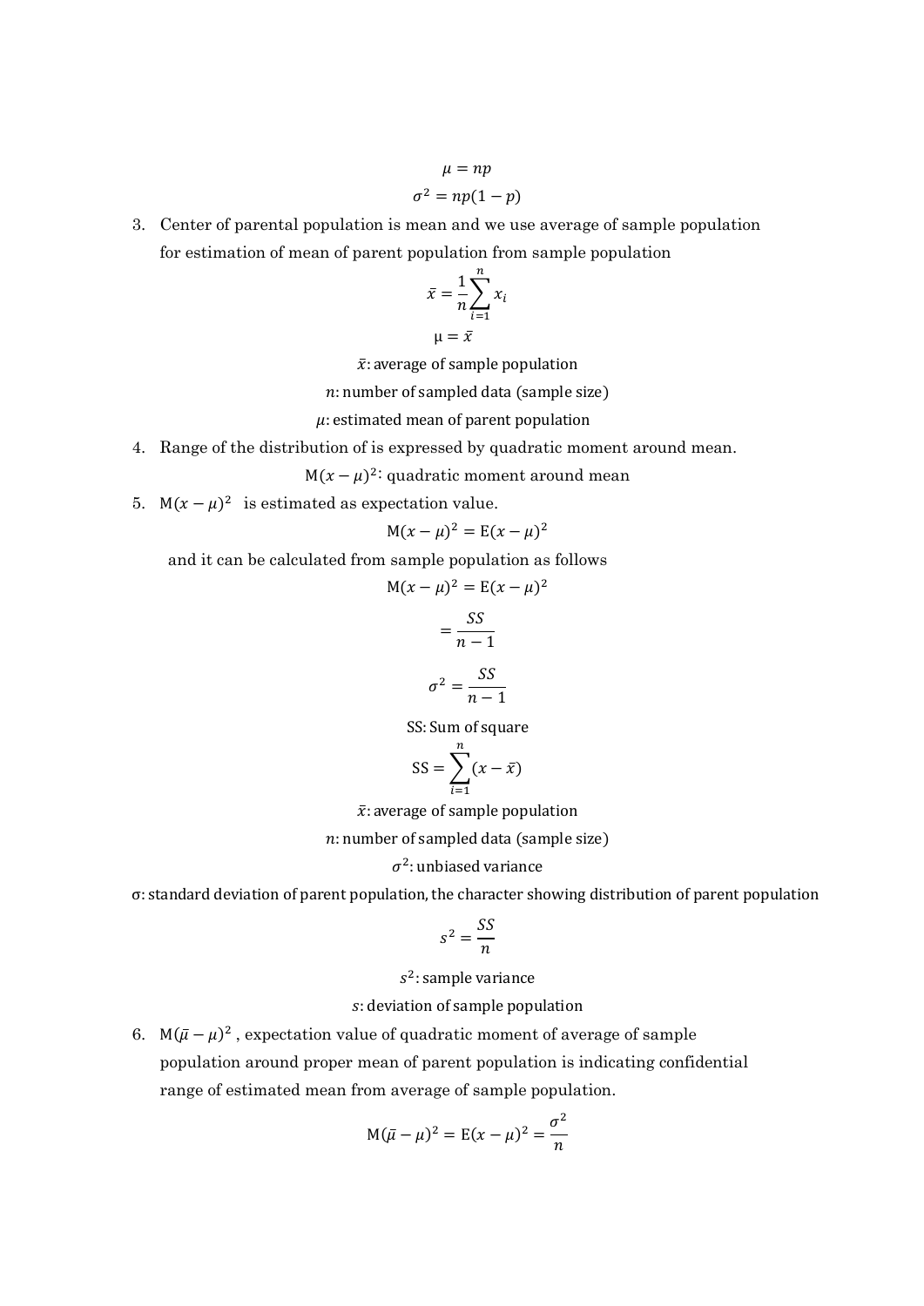$$\mu = np$$

$$\sigma^2 = np(1-p)$$

3. Center of parental population is mean and we use average of sample population for estimation of mean of parent population from sample population

$$\bar{x} = \frac{1}{n}\sum_{i=1}^{n} x_i$$

$$\mu = \bar{x}$$

$\bar{x}$: average of sample population

$n$: number of sampled data (sample size)

$\mu$: estimated mean of parent population

4. Range of the distribution of is expressed by quadratic moment around mean.

$\mathrm{M}(x-\mu)^2$: quadratic moment around mean

5. $\mathrm{M}(x-\mu)^2$ is estimated as expectation value.

$$\mathrm{M}(x-\mu)^2 = \mathrm{E}(x-\mu)^2$$

and it can be calculated from sample population as follows

$$\mathrm{M}(x-\mu)^2 = \mathrm{E}(x-\mu)^2$$

$$= \frac{SS}{n-1}$$

$$\sigma^2 = \frac{SS}{n-1}$$

SS: Sum of square

$$\mathrm{SS} = \sum_{i=1}^{n}(x-\bar{x})$$

$\bar{x}$: average of sample population

$n$: number of sampled data (sample size)

$\sigma^2$: unbiased variance

$\sigma$: standard deviation of parent population, the character showing distribution of parent population

$$s^2 = \frac{SS}{n}$$

$s^2$: sample variance

$s$: deviation of sample population

6. $\mathrm{M}(\bar{\mu}-\mu)^2$, expectation value of quadratic moment of average of sample population around proper mean of parent population is indicating confidential range of estimated mean from average of sample population.

$$\mathrm{M}(\bar{\mu}-\mu)^2 = \mathrm{E}(x-\mu)^2 = \frac{\sigma^2}{n}$$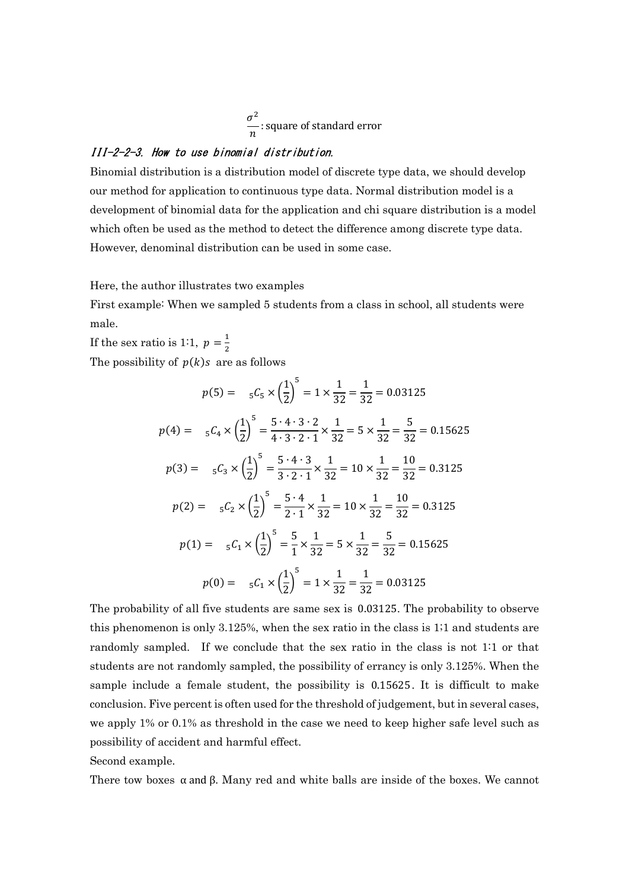$$\frac{\sigma^2}{n}: \text{square of standard error}$$

### *III-2-2-3. How to use binomial distribution.*

Binomial distribution is a distribution model of discrete type data, we should develop our method for application to continuous type data. Normal distribution model is a development of binomial data for the application and chi square distribution is a model which often be used as the method to detect the difference among discrete type data. However, denominal distribution can be used in some case.

Here, the author illustrates two examples

First example: When we sampled 5 students from a class in school, all students were male.

If the sex ratio is 1:1, $p = \frac{1}{2}$

The possibility of $p(k)s$ are as follows

$$p(5) = \ {}_5C_5 \times \left(\frac{1}{2}\right)^5 = 1 \times \frac{1}{32} = \frac{1}{32} = 0.03125$$

$$p(4) = \ {}_5C_4 \times \left(\frac{1}{2}\right)^5 = \frac{5 \cdot 4 \cdot 3 \cdot 2}{4 \cdot 3 \cdot 2 \cdot 1} \times \frac{1}{32} = 5 \times \frac{1}{32} = \frac{5}{32} = 0.15625$$

$$p(3) = \ {}_5C_3 \times \left(\frac{1}{2}\right)^5 = \frac{5 \cdot 4 \cdot 3}{3 \cdot 2 \cdot 1} \times \frac{1}{32} = 10 \times \frac{1}{32} = \frac{10}{32} = 0.3125$$

$$p(2) = \ {}_5C_2 \times \left(\frac{1}{2}\right)^5 = \frac{5 \cdot 4}{2 \cdot 1} \times \frac{1}{32} = 10 \times \frac{1}{32} = \frac{10}{32} = 0.3125$$

$$p(1) = \ {}_5C_1 \times \left(\frac{1}{2}\right)^5 = \frac{5}{1} \times \frac{1}{32} = 5 \times \frac{1}{32} = \frac{5}{32} = 0.15625$$

$$p(0) = \ {}_5C_1 \times \left(\frac{1}{2}\right)^5 = 1 \times \frac{1}{32} = \frac{1}{32} = 0.03125$$

The probability of all five students are same sex is 0.03125. The probability to observe this phenomenon is only 3.125%, when the sex ratio in the class is 1;1 and students are randomly sampled. If we conclude that the sex ratio in the class is not 1:1 or that students are not randomly sampled, the possibility of errancy is only 3.125%. When the sample include a female student, the possibility is 0.15625. It is difficult to make conclusion. Five percent is often used for the threshold of judgement, but in several cases, we apply 1% or 0.1% as threshold in the case we need to keep higher safe level such as possibility of accident and harmful effect.

Second example.

There tow boxes α and β. Many red and white balls are inside of the boxes. We cannot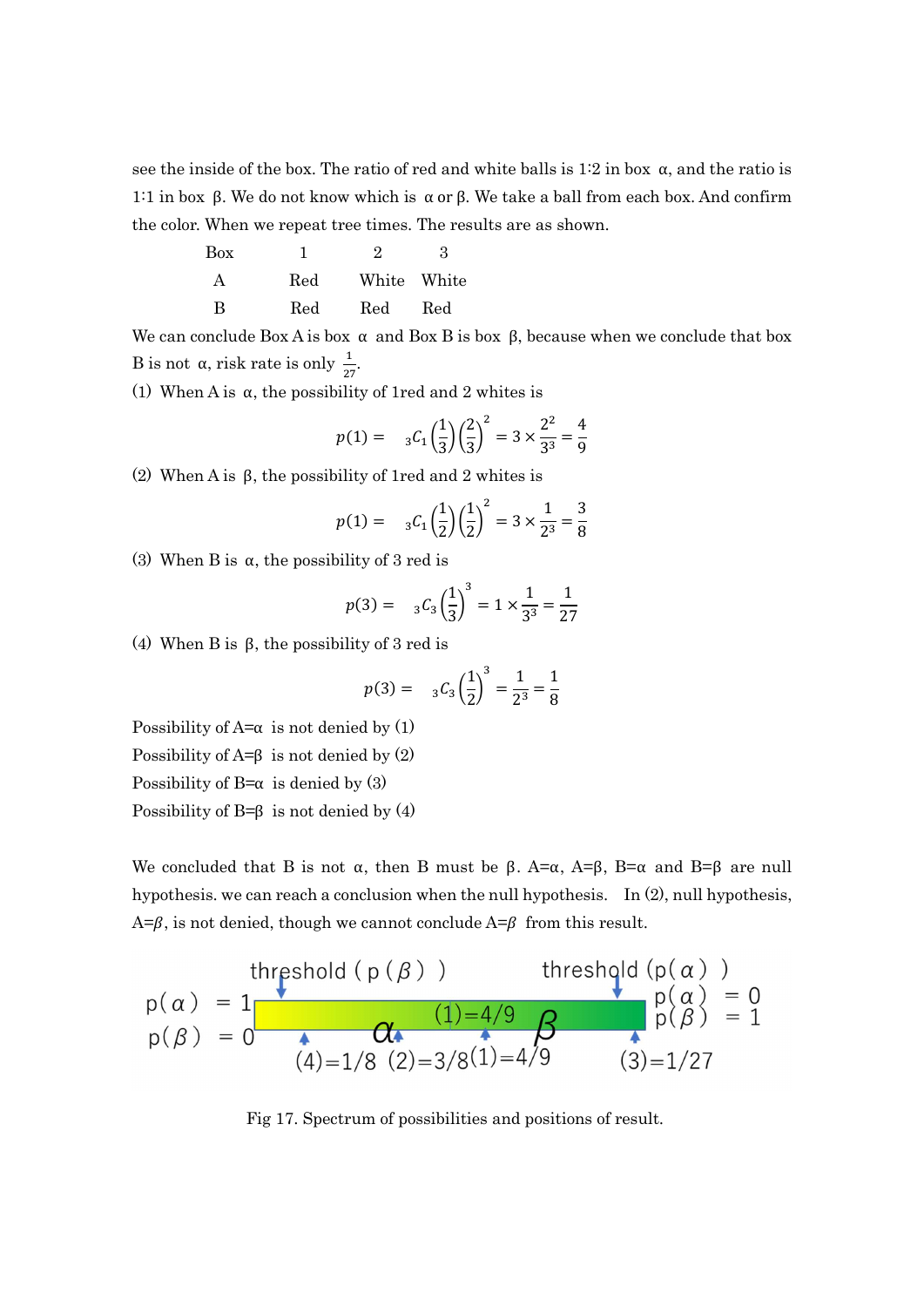see the inside of the box. The ratio of red and white balls is 1:2 in box α, and the ratio is 1:1 in box β. We do not know which is α or β. We take a ball from each box. And confirm the color. When we repeat tree times. The results are as shown.

| Box | 1 | 2 | 3 |
|---|---|---|---|
| A | Red | White | White |
| B | Red | Red | Red |

We can conclude Box A is box α and Box B is box β, because when we conclude that box B is not α, risk rate is only $\frac{1}{27}$.

(1) When A is α, the possibility of 1red and 2 whites is

$$p(1) = {}_3C_1\left(\frac{1}{3}\right)\left(\frac{2}{3}\right)^2 = 3 \times \frac{2^2}{3^3} = \frac{4}{9}$$

(2) When A is β, the possibility of 1red and 2 whites is

$$p(1) = {}_3C_1\left(\frac{1}{2}\right)\left(\frac{1}{2}\right)^2 = 3 \times \frac{1}{2^3} = \frac{3}{8}$$

(3) When B is α, the possibility of 3 red is

$$p(3) = {}_3C_3\left(\frac{1}{3}\right)^3 = 1 \times \frac{1}{3^3} = \frac{1}{27}$$

(4) When B is β, the possibility of 3 red is

$$p(3) = {}_3C_3\left(\frac{1}{2}\right)^3 = \frac{1}{2^3} = \frac{1}{8}$$

Possibility of A=α is not denied by (1)

Possibility of A=β is not denied by (2)

Possibility of B=α is denied by (3)

Possibility of B=β is not denied by (4)

We concluded that B is not α, then B must be β. A=α, A=β, B=α and B=β are null hypothesis. we can reach a conclusion when the null hypothesis. In (2), null hypothesis, A=$\beta$, is not denied, though we cannot conclude A=$\beta$ from this result.

Fig 17. Spectrum of possibilities and positions of result.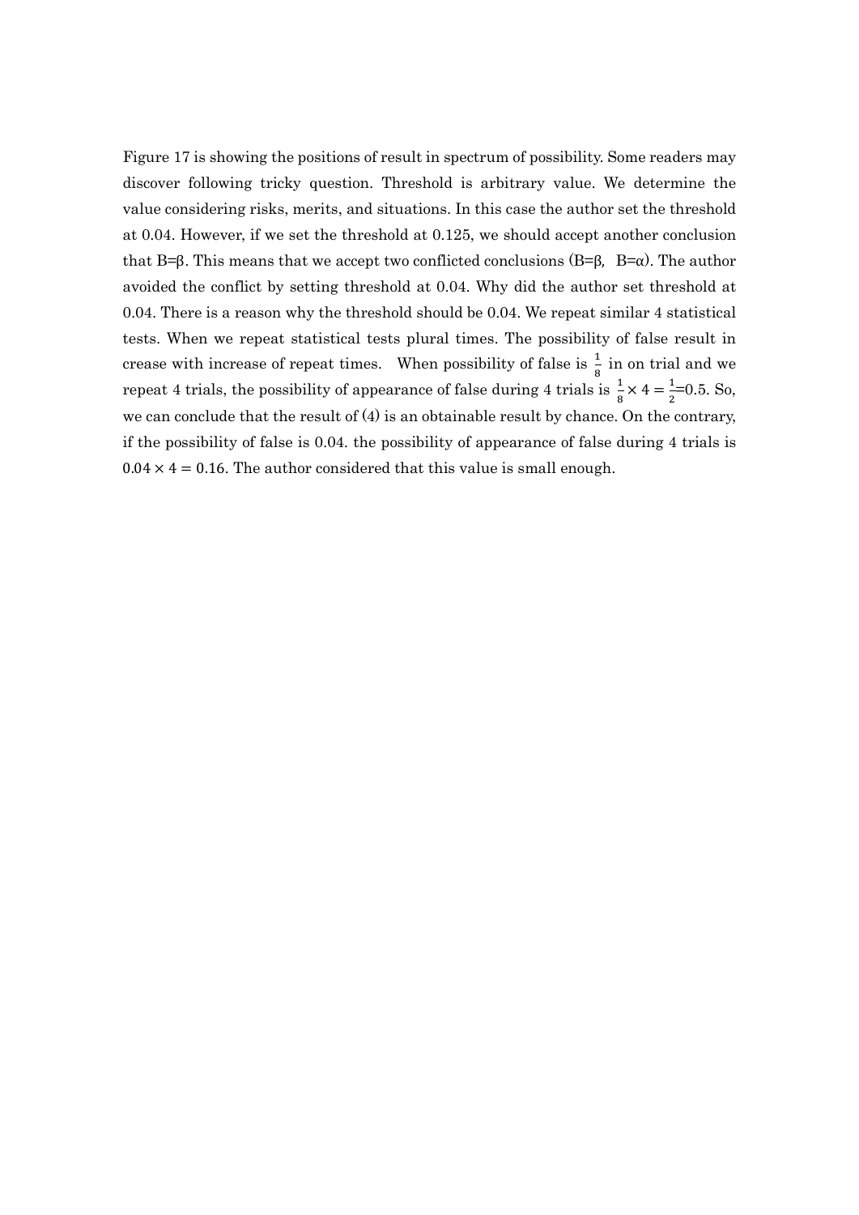Figure 17 is showing the positions of result in spectrum of possibility. Some readers may discover following tricky question. Threshold is arbitrary value. We determine the value considering risks, merits, and situations. In this case the author set the threshold at 0.04. However, if we set the threshold at 0.125, we should accept another conclusion that B=β. This means that we accept two conflicted conclusions (B=β, B=α). The author avoided the conflict by setting threshold at 0.04. Why did the author set threshold at 0.04. There is a reason why the threshold should be 0.04. We repeat similar 4 statistical tests. When we repeat statistical tests plural times. The possibility of false result in crease with increase of repeat times. When possibility of false is $\frac{1}{8}$ in on trial and we repeat 4 trials, the possibility of appearance of false during 4 trials is $\frac{1}{8} \times 4 = \frac{1}{2}$=0.5. So, we can conclude that the result of (4) is an obtainable result by chance. On the contrary, if the possibility of false is 0.04. the possibility of appearance of false during 4 trials is $0.04 \times 4 = 0.16$. The author considered that this value is small enough.